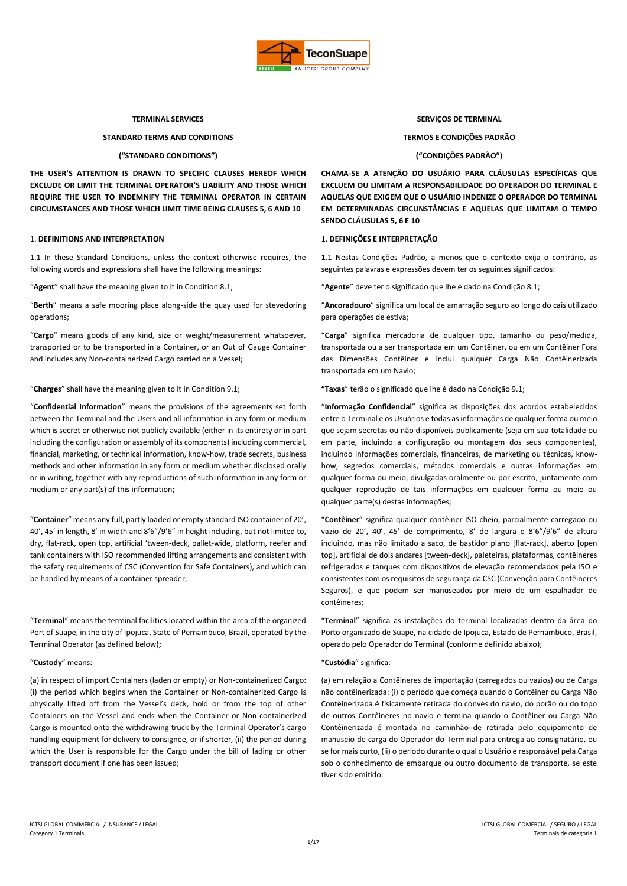**TERMINAL SERVICES**

**STANDARD TERMS AND CONDITIONS**

**(“STANDARD CONDITIONS”)**

**THE USER’S ATTENTION IS DRAWN TO SPECIFIC CLAUSES HEREOF WHICH EXCLUDE OR LIMIT THE TERMINAL OPERATOR’S LIABILITY AND THOSE WHICH REQUIRE THE USER TO INDEMNIFY THE TERMINAL OPERATOR IN CERTAIN CIRCUMSTANCES AND THOSE WHICH LIMIT TIME BEING CLAUSES 5, 6 AND 10**

1. **DEFINITIONS AND INTERPRETATION**

1.1 In these Standard Conditions, unless the context otherwise requires, the following words and expressions shall have the following meanings:

“**Agent**” shall have the meaning given to it in Condition 8.1;

“**Berth**” means a safe mooring place along-side the quay used for stevedoring operations;

“**Cargo**” means goods of any kind, size or weight/measurement whatsoever, transported or to be transported in a Container, or an Out of Gauge Container and includes any Non-containerized Cargo carried on a Vessel;

“**Charges**” shall have the meaning given to it in Condition 9.1;

“**Confidential Information**” means the provisions of the agreements set forth between the Terminal and the Users and all information in any form or medium which is secret or otherwise not publicly available (either in its entirety or in part including the configuration or assembly of its components) including commercial, financial, marketing, or technical information, know-how, trade secrets, business methods and other information in any form or medium whether disclosed orally or in writing, together with any reproductions of such information in any form or medium or any part(s) of this information;

“**Container**” means any full, partly loaded or empty standard ISO container of 20’, 40’, 45’ in length, 8’ in width and 8’6”/9’6” in height including, but not limited to, dry, flat-rack, open top, artificial ‘tween-deck, pallet-wide, platform, reefer and tank containers with ISO recommended lifting arrangements and consistent with the safety requirements of CSC (Convention for Safe Containers), and which can be handled by means of a container spreader;

“**Terminal**” means the terminal facilities located within the area of the organized Port of Suape, in the city of Ipojuca, State of Pernambuco, Brazil, operated by the Terminal Operator (as defined below)**;**

“**Custody**” means:

(a) in respect of import Containers (laden or empty) or Non-containerized Cargo: (i) the period which begins when the Container or Non-containerized Cargo is physically lifted off from the Vessel’s deck, hold or from the top of other Containers on the Vessel and ends when the Container or Non-containerized Cargo is mounted onto the withdrawing truck by the Terminal Operator’s cargo handling equipment for delivery to consignee, or if shorter, (ii) the period during which the User is responsible for the Cargo under the bill of lading or other transport document if one has been issued;

**SERVIÇOS DE TERMINAL**

**TERMOS E CONDIÇÕES PADRÃO**

**(“CONDIÇÕES PADRÃO”)**

**CHAMA-SE A ATENÇÃO DO USUÁRIO PARA CLÁUSULAS ESPECÍFICAS QUE EXCLUEM OU LIMITAM A RESPONSABILIDADE DO OPERADOR DO TERMINAL E AQUELAS QUE EXIGEM QUE O USUÁRIO INDENIZE O OPERADOR DO TERMINAL EM DETERMINADAS CIRCUNSTÂNCIAS E AQUELAS QUE LIMITAM O TEMPO SENDO CLÁUSULAS 5, 6 E 10**

1. **DEFINIÇÕES E INTERPRETAÇÃO**

1.1 Nestas Condições Padrão, a menos que o contexto exija o contrário, as seguintes palavras e expressões devem ter os seguintes significados:

“**Agente**” deve ter o significado que lhe é dado na Condição 8.1;

“**Ancoradouro**” significa um local de amarração seguro ao longo do cais utilizado para operações de estiva;

“**Carga**” significa mercadoria de qualquer tipo, tamanho ou peso/medida, transportada ou a ser transportada em um Contêiner, ou em um Contêiner Fora das Dimensões Contêiner e inclui qualquer Carga Não Contêinerizada transportada em um Navio;

**“Taxas**” terão o significado que lhe é dado na Condição 9.1;

“**Informação Confidencial**” significa as disposições dos acordos estabelecidos entre o Terminal e os Usuários e todas as informações de qualquer forma ou meio que sejam secretas ou não disponíveis publicamente (seja em sua totalidade ou em parte, incluindo a configuração ou montagem dos seus componentes), incluindo informações comerciais, financeiras, de marketing ou técnicas, know-how, segredos comerciais, métodos comerciais e outras informações em qualquer forma ou meio, divulgadas oralmente ou por escrito, juntamente com qualquer reprodução de tais informações em qualquer forma ou meio ou qualquer parte(s) destas informações;

“**Contêiner**” significa qualquer contêiner ISO cheio, parcialmente carregado ou vazio de 20’, 40’, 45’ de comprimento, 8’ de largura e 8’6”/9’6” de altura incluindo, mas não limitado a, saco, de bastidor plano [flat-rack], aberto [open top], artificial de dois andares [tween-deck], paleteiras, plataformas, contêineres refrigerados e tanques com dispositivos de elevação recomendados pela ISO e consistentes com os requisitos de segurança da CSC (Convenção para Contêineres Seguros), e que podem ser manuseados por meio de um espalhador de contêineres;

“**Terminal**” significa as instalações do terminal localizadas dentro da área do Porto organizado de Suape, na cidade de Ipojuca, Estado de Pernambuco, Brasil, operado pelo Operador do Terminal (conforme definido abaixo);

“**Custódia**” significa:

(a) em relação a Contêineres de importação (carregados ou vazios) ou de Carga não contêinerizada: (i) o período que começa quando o Contêiner ou Carga Não Contêinerizada é fisicamente retirada do convés do navio, do porão ou do topo de outros Contêineres no navio e termina quando o Contêiner ou Carga Não Contêinerizada é montada no caminhão de retirada pelo equipamento de manuseio de carga do Operador do Terminal para entrega ao consignatário, ou se for mais curto, (ii) o período durante o qual o Usuário é responsável pela Carga sob o conhecimento de embarque ou outro documento de transporte, se este tiver sido emitido;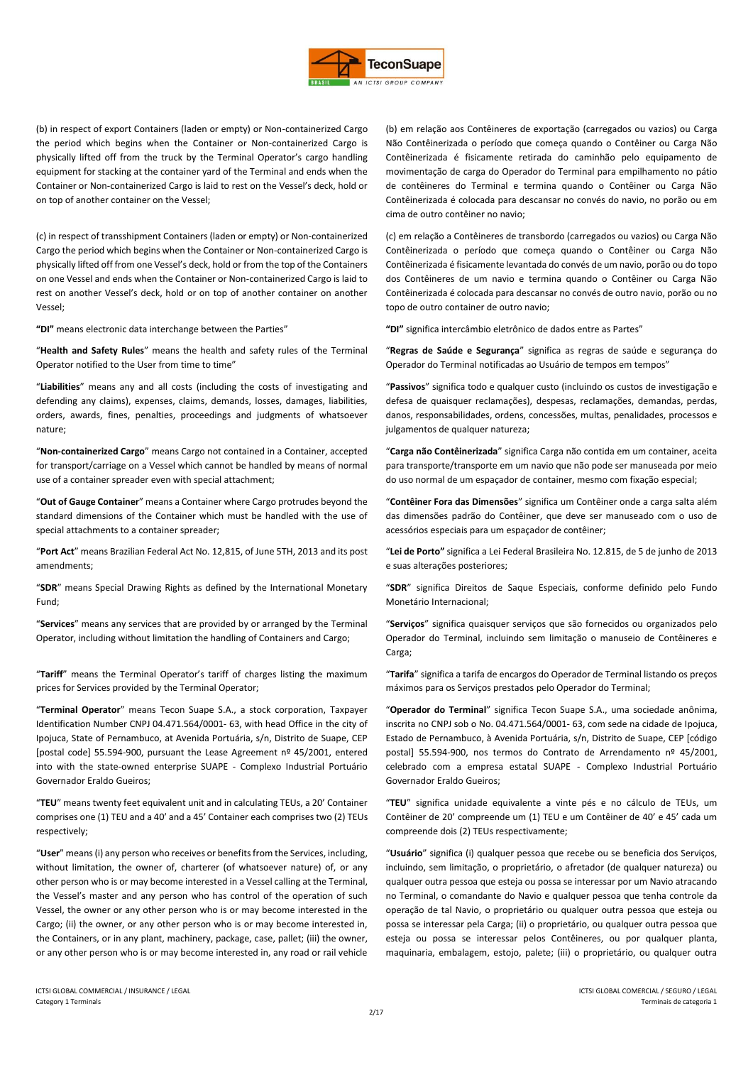(b) in respect of export Containers (laden or empty) or Non-containerized Cargo the period which begins when the Container or Non-containerized Cargo is physically lifted off from the truck by the Terminal Operator's cargo handling equipment for stacking at the container yard of the Terminal and ends when the Container or Non-containerized Cargo is laid to rest on the Vessel's deck, hold or on top of another container on the Vessel;

(c) in respect of transshipment Containers (laden or empty) or Non-containerized Cargo the period which begins when the Container or Non-containerized Cargo is physically lifted off from one Vessel's deck, hold or from the top of the Containers on one Vessel and ends when the Container or Non-containerized Cargo is laid to rest on another Vessel's deck, hold or on top of another container on another Vessel;

**"DI"** means electronic data interchange between the Parties"

"**Health and Safety Rules**" means the health and safety rules of the Terminal Operator notified to the User from time to time"

"**Liabilities**" means any and all costs (including the costs of investigating and defending any claims), expenses, claims, demands, losses, damages, liabilities, orders, awards, fines, penalties, proceedings and judgments of whatsoever nature;

"**Non-containerized Cargo**" means Cargo not contained in a Container, accepted for transport/carriage on a Vessel which cannot be handled by means of normal use of a container spreader even with special attachment;

"**Out of Gauge Container**" means a Container where Cargo protrudes beyond the standard dimensions of the Container which must be handled with the use of special attachments to a container spreader;

"**Port Act**" means Brazilian Federal Act No. 12,815, of June 5TH, 2013 and its post amendments;

"**SDR**" means Special Drawing Rights as defined by the International Monetary Fund;

"**Services**" means any services that are provided by or arranged by the Terminal Operator, including without limitation the handling of Containers and Cargo;

"**Tariff**" means the Terminal Operator's tariff of charges listing the maximum prices for Services provided by the Terminal Operator;

"**Terminal Operator**" means Tecon Suape S.A., a stock corporation, Taxpayer Identification Number CNPJ 04.471.564/0001- 63, with head Office in the city of Ipojuca, State of Pernambuco, at Avenida Portuária, s/n, Distrito de Suape, CEP [postal code] 55.594-900, pursuant the Lease Agreement nº 45/2001, entered into with the state-owned enterprise SUAPE - Complexo Industrial Portuário Governador Eraldo Gueiros;

"**TEU**" means twenty feet equivalent unit and in calculating TEUs, a 20' Container comprises one (1) TEU and a 40' and a 45' Container each comprises two (2) TEUs respectively;

"**User**" means (i) any person who receives or benefits from the Services, including, without limitation, the owner of, charterer (of whatsoever nature) of, or any other person who is or may become interested in a Vessel calling at the Terminal, the Vessel's master and any person who has control of the operation of such Vessel, the owner or any other person who is or may become interested in the Cargo; (ii) the owner, or any other person who is or may become interested in, the Containers, or in any plant, machinery, package, case, pallet; (iii) the owner, or any other person who is or may become interested in, any road or rail vehicle

(b) em relação aos Contêineres de exportação (carregados ou vazios) ou Carga Não Contêinerizada o período que começa quando o Contêiner ou Carga Não Contêinerizada é fisicamente retirada do caminhão pelo equipamento de movimentação de carga do Operador do Terminal para empilhamento no pátio de contêineres do Terminal e termina quando o Contêiner ou Carga Não Contêinerizada é colocada para descansar no convés do navio, no porão ou em cima de outro contêiner no navio;

(c) em relação a Contêineres de transbordo (carregados ou vazios) ou Carga Não Contêinerizada o período que começa quando o Contêiner ou Carga Não Contêinerizada é fisicamente levantada do convés de um navio, porão ou do topo dos Contêineres de um navio e termina quando o Contêiner ou Carga Não Contêinerizada é colocada para descansar no convés de outro navio, porão ou no topo de outro container de outro navio;

**"DI"** significa intercâmbio eletrônico de dados entre as Partes"

"**Regras de Saúde e Segurança**" significa as regras de saúde e segurança do Operador do Terminal notificadas ao Usuário de tempos em tempos"

"**Passivos**" significa todo e qualquer custo (incluindo os custos de investigação e defesa de quaisquer reclamações), despesas, reclamações, demandas, perdas, danos, responsabilidades, ordens, concessões, multas, penalidades, processos e julgamentos de qualquer natureza;

"**Carga não Contêinerizada**" significa Carga não contida em um container, aceita para transporte/transporte em um navio que não pode ser manuseada por meio do uso normal de um espaçador de container, mesmo com fixação especial;

"**Contêiner Fora das Dimensões**" significa um Contêiner onde a carga salta além das dimensões padrão do Contêiner, que deve ser manuseado com o uso de acessórios especiais para um espaçador de contêiner;

"**Lei de Porto"** significa a Lei Federal Brasileira No. 12.815, de 5 de junho de 2013 e suas alterações posteriores;

"**SDR**" significa Direitos de Saque Especiais, conforme definido pelo Fundo Monetário Internacional;

"**Serviços**" significa quaisquer serviços que são fornecidos ou organizados pelo Operador do Terminal, incluindo sem limitação o manuseio de Contêineres e Carga;

"**Tarifa**" significa a tarifa de encargos do Operador de Terminal listando os preços máximos para os Serviços prestados pelo Operador do Terminal;

"**Operador do Terminal**" significa Tecon Suape S.A., uma sociedade anônima, inscrita no CNPJ sob o No. 04.471.564/0001- 63, com sede na cidade de Ipojuca, Estado de Pernambuco, à Avenida Portuária, s/n, Distrito de Suape, CEP [código postal] 55.594-900, nos termos do Contrato de Arrendamento nº 45/2001, celebrado com a empresa estatal SUAPE - Complexo Industrial Portuário Governador Eraldo Gueiros;

"**TEU**" significa unidade equivalente a vinte pés e no cálculo de TEUs, um Contêiner de 20' compreende um (1) TEU e um Contêiner de 40' e 45' cada um compreende dois (2) TEUs respectivamente;

"**Usuário**" significa (i) qualquer pessoa que recebe ou se beneficia dos Serviços, incluindo, sem limitação, o proprietário, o afretador (de qualquer natureza) ou qualquer outra pessoa que esteja ou possa se interessar por um Navio atracando no Terminal, o comandante do Navio e qualquer pessoa que tenha controle da operação de tal Navio, o proprietário ou qualquer outra pessoa que esteja ou possa se interessar pela Carga; (ii) o proprietário, ou qualquer outra pessoa que esteja ou possa se interessar pelos Contêineres, ou por qualquer planta, maquinaria, embalagem, estojo, palete; (iii) o proprietário, ou qualquer outra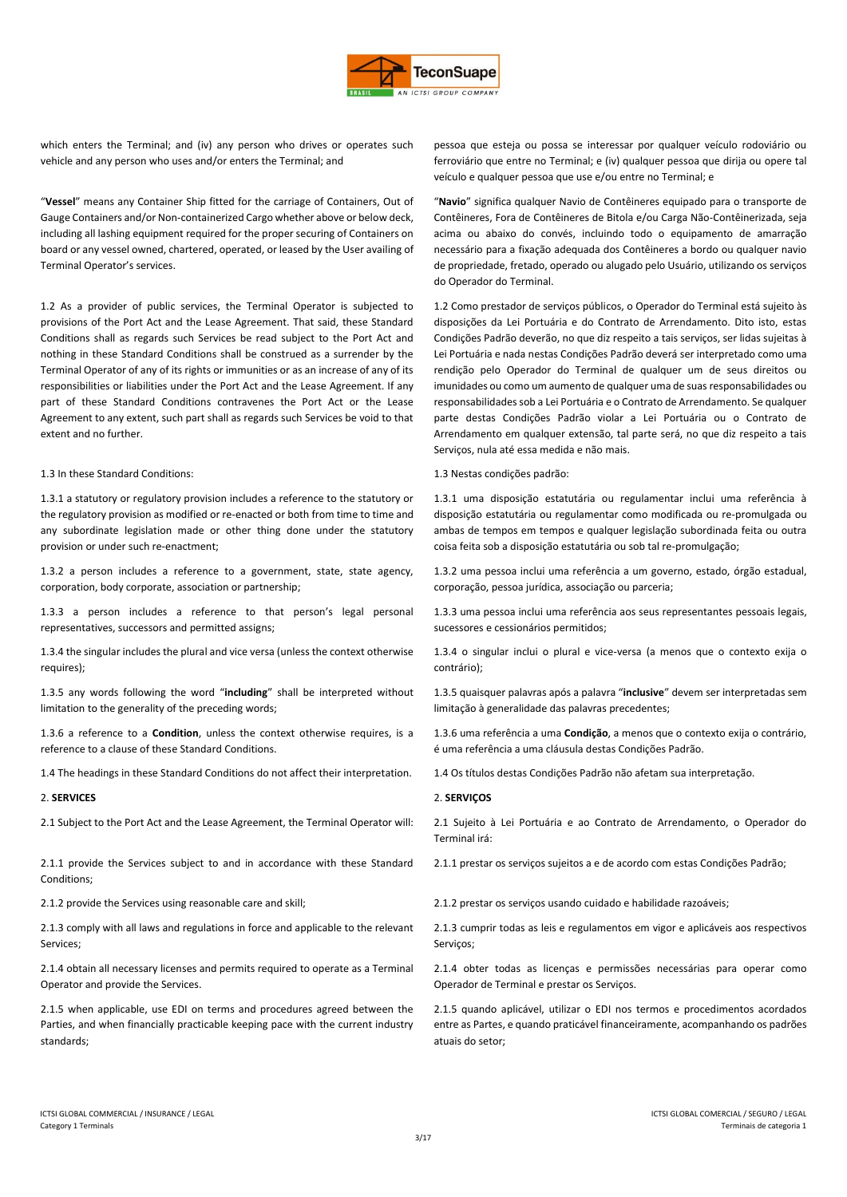which enters the Terminal; and (iv) any person who drives or operates such vehicle and any person who uses and/or enters the Terminal; and

"**Vessel**" means any Container Ship fitted for the carriage of Containers, Out of Gauge Containers and/or Non-containerized Cargo whether above or below deck, including all lashing equipment required for the proper securing of Containers on board or any vessel owned, chartered, operated, or leased by the User availing of Terminal Operator's services.

1.2 As a provider of public services, the Terminal Operator is subjected to provisions of the Port Act and the Lease Agreement. That said, these Standard Conditions shall as regards such Services be read subject to the Port Act and nothing in these Standard Conditions shall be construed as a surrender by the Terminal Operator of any of its rights or immunities or as an increase of any of its responsibilities or liabilities under the Port Act and the Lease Agreement. If any part of these Standard Conditions contravenes the Port Act or the Lease Agreement to any extent, such part shall as regards such Services be void to that extent and no further.

1.3 In these Standard Conditions:

1.3.1 a statutory or regulatory provision includes a reference to the statutory or the regulatory provision as modified or re-enacted or both from time to time and any subordinate legislation made or other thing done under the statutory provision or under such re-enactment;

1.3.2 a person includes a reference to a government, state, state agency, corporation, body corporate, association or partnership;

1.3.3 a person includes a reference to that person's legal personal representatives, successors and permitted assigns;

1.3.4 the singular includes the plural and vice versa (unless the context otherwise requires);

1.3.5 any words following the word "**including**" shall be interpreted without limitation to the generality of the preceding words;

1.3.6 a reference to a **Condition**, unless the context otherwise requires, is a reference to a clause of these Standard Conditions.

1.4 The headings in these Standard Conditions do not affect their interpretation.

2. **SERVICES**

2.1 Subject to the Port Act and the Lease Agreement, the Terminal Operator will:

2.1.1 provide the Services subject to and in accordance with these Standard Conditions;

2.1.2 provide the Services using reasonable care and skill;

2.1.3 comply with all laws and regulations in force and applicable to the relevant Services;

2.1.4 obtain all necessary licenses and permits required to operate as a Terminal Operator and provide the Services.

2.1.5 when applicable, use EDI on terms and procedures agreed between the Parties, and when financially practicable keeping pace with the current industry standards;

pessoa que esteja ou possa se interessar por qualquer veículo rodoviário ou ferroviário que entre no Terminal; e (iv) qualquer pessoa que dirija ou opere tal veículo e qualquer pessoa que use e/ou entre no Terminal; e

"**Navio**" significa qualquer Navio de Contêineres equipado para o transporte de Contêineres, Fora de Contêineres de Bitola e/ou Carga Não-Contêinerizada, seja acima ou abaixo do convés, incluindo todo o equipamento de amarração necessário para a fixação adequada dos Contêineres a bordo ou qualquer navio de propriedade, fretado, operado ou alugado pelo Usuário, utilizando os serviços do Operador do Terminal.

1.2 Como prestador de serviços públicos, o Operador do Terminal está sujeito às disposições da Lei Portuária e do Contrato de Arrendamento. Dito isto, estas Condições Padrão deverão, no que diz respeito a tais serviços, ser lidas sujeitas à Lei Portuária e nada nestas Condições Padrão deverá ser interpretado como uma rendição pelo Operador do Terminal de qualquer um de seus direitos ou imunidades ou como um aumento de qualquer uma de suas responsabilidades ou responsabilidades sob a Lei Portuária e o Contrato de Arrendamento. Se qualquer parte destas Condições Padrão violar a Lei Portuária ou o Contrato de Arrendamento em qualquer extensão, tal parte será, no que diz respeito a tais Serviços, nula até essa medida e não mais.

1.3 Nestas condições padrão:

1.3.1 uma disposição estatutária ou regulamentar inclui uma referência à disposição estatutária ou regulamentar como modificada ou re-promulgada ou ambas de tempos em tempos e qualquer legislação subordinada feita ou outra coisa feita sob a disposição estatutária ou sob tal re-promulgação;

1.3.2 uma pessoa inclui uma referência a um governo, estado, órgão estadual, corporação, pessoa jurídica, associação ou parceria;

1.3.3 uma pessoa inclui uma referência aos seus representantes pessoais legais, sucessores e cessionários permitidos;

1.3.4 o singular inclui o plural e vice-versa (a menos que o contexto exija o contrário);

1.3.5 quaisquer palavras após a palavra "**inclusive**" devem ser interpretadas sem limitação à generalidade das palavras precedentes;

1.3.6 uma referência a uma **Condição**, a menos que o contexto exija o contrário, é uma referência a uma cláusula destas Condições Padrão.

1.4 Os títulos destas Condições Padrão não afetam sua interpretação.

2. **SERVIÇOS**

2.1 Sujeito à Lei Portuária e ao Contrato de Arrendamento, o Operador do Terminal irá:

2.1.1 prestar os serviços sujeitos a e de acordo com estas Condições Padrão;

2.1.2 prestar os serviços usando cuidado e habilidade razoáveis;

2.1.3 cumprir todas as leis e regulamentos em vigor e aplicáveis aos respectivos Serviços;

2.1.4 obter todas as licenças e permissões necessárias para operar como Operador de Terminal e prestar os Serviços.

2.1.5 quando aplicável, utilizar o EDI nos termos e procedimentos acordados entre as Partes, e quando praticável financeiramente, acompanhando os padrões atuais do setor;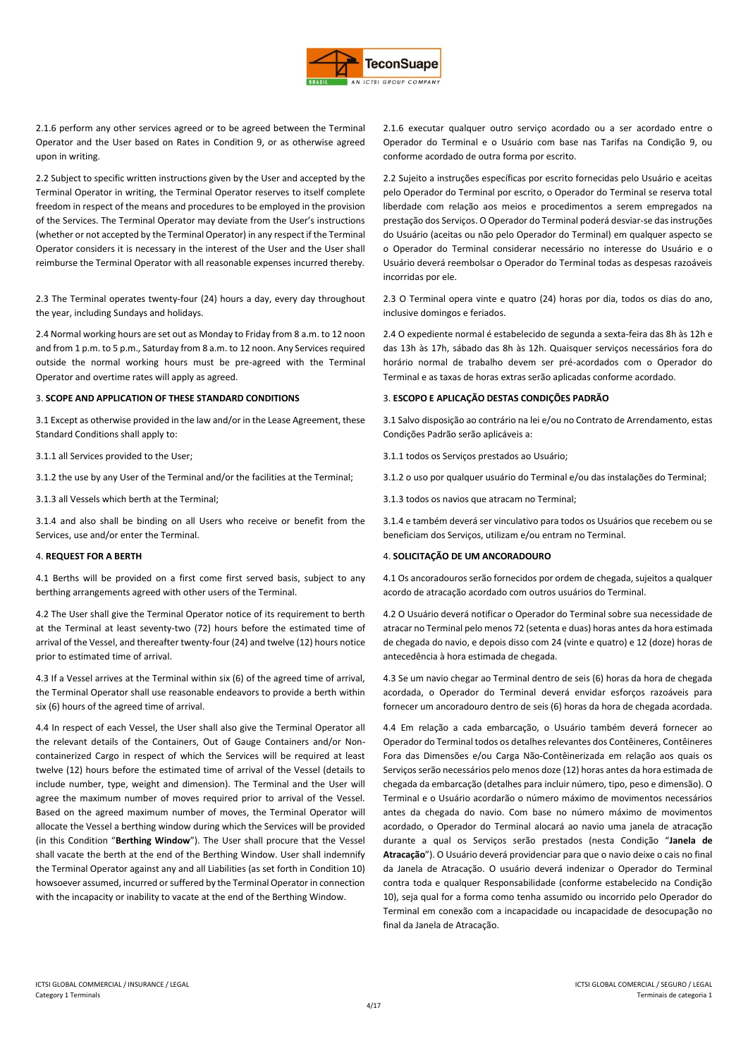2.1.6 perform any other services agreed or to be agreed between the Terminal Operator and the User based on Rates in Condition 9, or as otherwise agreed upon in writing.

2.2 Subject to specific written instructions given by the User and accepted by the Terminal Operator in writing, the Terminal Operator reserves to itself complete freedom in respect of the means and procedures to be employed in the provision of the Services. The Terminal Operator may deviate from the User's instructions (whether or not accepted by the Terminal Operator) in any respect if the Terminal Operator considers it is necessary in the interest of the User and the User shall reimburse the Terminal Operator with all reasonable expenses incurred thereby.

2.3 The Terminal operates twenty-four (24) hours a day, every day throughout the year, including Sundays and holidays.

2.4 Normal working hours are set out as Monday to Friday from 8 a.m. to 12 noon and from 1 p.m. to 5 p.m., Saturday from 8 a.m. to 12 noon. Any Services required outside the normal working hours must be pre-agreed with the Terminal Operator and overtime rates will apply as agreed.

## 3. SCOPE AND APPLICATION OF THESE STANDARD CONDITIONS

3.1 Except as otherwise provided in the law and/or in the Lease Agreement, these Standard Conditions shall apply to:

3.1.1 all Services provided to the User;

3.1.2 the use by any User of the Terminal and/or the facilities at the Terminal;

3.1.3 all Vessels which berth at the Terminal;

3.1.4 and also shall be binding on all Users who receive or benefit from the Services, use and/or enter the Terminal.

## 4. REQUEST FOR A BERTH

4.1 Berths will be provided on a first come first served basis, subject to any berthing arrangements agreed with other users of the Terminal.

4.2 The User shall give the Terminal Operator notice of its requirement to berth at the Terminal at least seventy-two (72) hours before the estimated time of arrival of the Vessel, and thereafter twenty-four (24) and twelve (12) hours notice prior to estimated time of arrival.

4.3 If a Vessel arrives at the Terminal within six (6) of the agreed time of arrival, the Terminal Operator shall use reasonable endeavors to provide a berth within six (6) hours of the agreed time of arrival.

4.4 In respect of each Vessel, the User shall also give the Terminal Operator all the relevant details of the Containers, Out of Gauge Containers and/or Non-containerized Cargo in respect of which the Services will be required at least twelve (12) hours before the estimated time of arrival of the Vessel (details to include number, type, weight and dimension). The Terminal and the User will agree the maximum number of moves required prior to arrival of the Vessel. Based on the agreed maximum number of moves, the Terminal Operator will allocate the Vessel a berthing window during which the Services will be provided (in this Condition "**Berthing Window**"). The User shall procure that the Vessel shall vacate the berth at the end of the Berthing Window. User shall indemnify the Terminal Operator against any and all Liabilities (as set forth in Condition 10) howsoever assumed, incurred or suffered by the Terminal Operator in connection with the incapacity or inability to vacate at the end of the Berthing Window.

2.1.6 executar qualquer outro serviço acordado ou a ser acordado entre o Operador do Terminal e o Usuário com base nas Tarifas na Condição 9, ou conforme acordado de outra forma por escrito.

2.2 Sujeito a instruções específicas por escrito fornecidas pelo Usuário e aceitas pelo Operador do Terminal por escrito, o Operador do Terminal se reserva total liberdade com relação aos meios e procedimentos a serem empregados na prestação dos Serviços. O Operador do Terminal poderá desviar-se das instruções do Usuário (aceitas ou não pelo Operador do Terminal) em qualquer aspecto se o Operador do Terminal considerar necessário no interesse do Usuário e o Usuário deverá reembolsar o Operador do Terminal todas as despesas razoáveis incorridas por ele.

2.3 O Terminal opera vinte e quatro (24) horas por dia, todos os dias do ano, inclusive domingos e feriados.

2.4 O expediente normal é estabelecido de segunda a sexta-feira das 8h às 12h e das 13h às 17h, sábado das 8h às 12h. Quaisquer serviços necessários fora do horário normal de trabalho devem ser pré-acordados com o Operador do Terminal e as taxas de horas extras serão aplicadas conforme acordado.

## 3. ESCOPO E APLICAÇÃO DESTAS CONDIÇÕES PADRÃO

3.1 Salvo disposição ao contrário na lei e/ou no Contrato de Arrendamento, estas Condições Padrão serão aplicáveis a:

3.1.1 todos os Serviços prestados ao Usuário;

3.1.2 o uso por qualquer usuário do Terminal e/ou das instalações do Terminal;

3.1.3 todos os navios que atracam no Terminal;

3.1.4 e também deverá ser vinculativo para todos os Usuários que recebem ou se beneficiam dos Serviços, utilizam e/ou entram no Terminal.

## 4. SOLICITAÇÃO DE UM ANCORADOURO

4.1 Os ancoradouros serão fornecidos por ordem de chegada, sujeitos a qualquer acordo de atracação acordado com outros usuários do Terminal.

4.2 O Usuário deverá notificar o Operador do Terminal sobre sua necessidade de atracar no Terminal pelo menos 72 (setenta e duas) horas antes da hora estimada de chegada do navio, e depois disso com 24 (vinte e quatro) e 12 (doze) horas de antecedência à hora estimada de chegada.

4.3 Se um navio chegar ao Terminal dentro de seis (6) horas da hora de chegada acordada, o Operador do Terminal deverá envidar esforços razoáveis para fornecer um ancoradouro dentro de seis (6) horas da hora de chegada acordada.

4.4 Em relação a cada embarcação, o Usuário também deverá fornecer ao Operador do Terminal todos os detalhes relevantes dos Contêineres, Contêineres Fora das Dimensões e/ou Carga Não-Contêinerizada em relação aos quais os Serviços serão necessários pelo menos doze (12) horas antes da hora estimada de chegada da embarcação (detalhes para incluir número, tipo, peso e dimensão). O Terminal e o Usuário acordarão o número máximo de movimentos necessários antes da chegada do navio. Com base no número máximo de movimentos acordado, o Operador do Terminal alocará ao navio uma janela de atracação durante a qual os Serviços serão prestados (nesta Condição "**Janela de Atracação**"). O Usuário deverá providenciar para que o navio deixe o cais no final da Janela de Atracação. O usuário deverá indenizar o Operador do Terminal contra toda e qualquer Responsabilidade (conforme estabelecido na Condição 10), seja qual for a forma como tenha assumido ou incorrido pelo Operador do Terminal em conexão com a incapacidade ou incapacidade de desocupação no final da Janela de Atracação.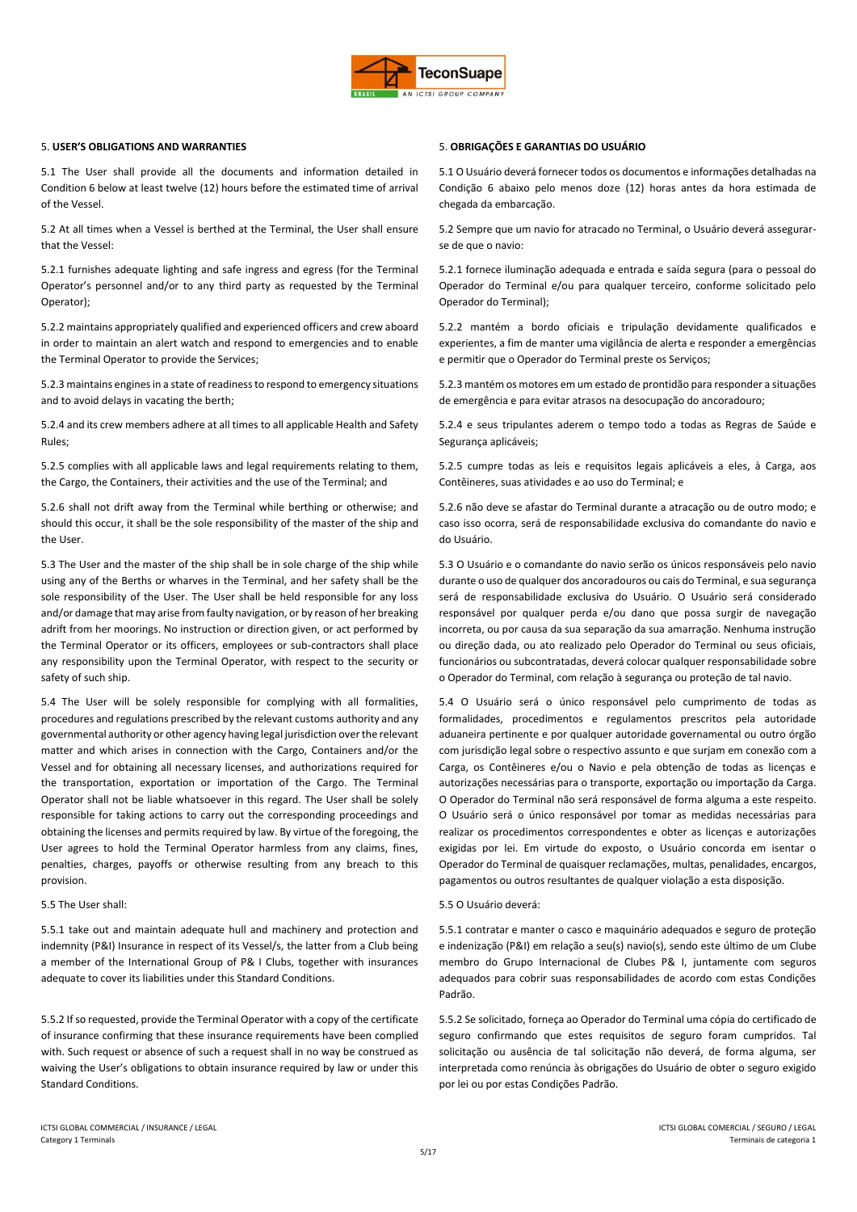## 5. **USER'S OBLIGATIONS AND WARRANTIES**

5.1 The User shall provide all the documents and information detailed in Condition 6 below at least twelve (12) hours before the estimated time of arrival of the Vessel.

5.2 At all times when a Vessel is berthed at the Terminal, the User shall ensure that the Vessel:

5.2.1 furnishes adequate lighting and safe ingress and egress (for the Terminal Operator's personnel and/or to any third party as requested by the Terminal Operator);

5.2.2 maintains appropriately qualified and experienced officers and crew aboard in order to maintain an alert watch and respond to emergencies and to enable the Terminal Operator to provide the Services;

5.2.3 maintains engines in a state of readiness to respond to emergency situations and to avoid delays in vacating the berth;

5.2.4 and its crew members adhere at all times to all applicable Health and Safety Rules;

5.2.5 complies with all applicable laws and legal requirements relating to them, the Cargo, the Containers, their activities and the use of the Terminal; and

5.2.6 shall not drift away from the Terminal while berthing or otherwise; and should this occur, it shall be the sole responsibility of the master of the ship and the User.

5.3 The User and the master of the ship shall be in sole charge of the ship while using any of the Berths or wharves in the Terminal, and her safety shall be the sole responsibility of the User. The User shall be held responsible for any loss and/or damage that may arise from faulty navigation, or by reason of her breaking adrift from her moorings. No instruction or direction given, or act performed by the Terminal Operator or its officers, employees or sub-contractors shall place any responsibility upon the Terminal Operator, with respect to the security or safety of such ship.

5.4 The User will be solely responsible for complying with all formalities, procedures and regulations prescribed by the relevant customs authority and any governmental authority or other agency having legal jurisdiction over the relevant matter and which arises in connection with the Cargo, Containers and/or the Vessel and for obtaining all necessary licenses, and authorizations required for the transportation, exportation or importation of the Cargo. The Terminal Operator shall not be liable whatsoever in this regard. The User shall be solely responsible for taking actions to carry out the corresponding proceedings and obtaining the licenses and permits required by law. By virtue of the foregoing, the User agrees to hold the Terminal Operator harmless from any claims, fines, penalties, charges, payoffs or otherwise resulting from any breach to this provision.

5.5 The User shall:

5.5.1 take out and maintain adequate hull and machinery and protection and indemnity (P&I) Insurance in respect of its Vessel/s, the latter from a Club being a member of the International Group of P& I Clubs, together with insurances adequate to cover its liabilities under this Standard Conditions.

5.5.2 If so requested, provide the Terminal Operator with a copy of the certificate of insurance confirming that these insurance requirements have been complied with. Such request or absence of such a request shall in no way be construed as waiving the User's obligations to obtain insurance required by law or under this Standard Conditions.

## 5. **OBRIGAÇÕES E GARANTIAS DO USUÁRIO**

5.1 O Usuário deverá fornecer todos os documentos e informações detalhadas na Condição 6 abaixo pelo menos doze (12) horas antes da hora estimada de chegada da embarcação.

5.2 Sempre que um navio for atracado no Terminal, o Usuário deverá assegurar-se de que o navio:

5.2.1 fornece iluminação adequada e entrada e saída segura (para o pessoal do Operador do Terminal e/ou para qualquer terceiro, conforme solicitado pelo Operador do Terminal);

5.2.2 mantém a bordo oficiais e tripulação devidamente qualificados e experientes, a fim de manter uma vigilância de alerta e responder a emergências e permitir que o Operador do Terminal preste os Serviços;

5.2.3 mantém os motores em um estado de prontidão para responder a situações de emergência e para evitar atrasos na desocupação do ancoradouro;

5.2.4 e seus tripulantes aderem o tempo todo a todas as Regras de Saúde e Segurança aplicáveis;

5.2.5 cumpre todas as leis e requisitos legais aplicáveis a eles, à Carga, aos Contêineres, suas atividades e ao uso do Terminal; e

5.2.6 não deve se afastar do Terminal durante a atracação ou de outro modo; e caso isso ocorra, será de responsabilidade exclusiva do comandante do navio e do Usuário.

5.3 O Usuário e o comandante do navio serão os únicos responsáveis pelo navio durante o uso de qualquer dos ancoradouros ou cais do Terminal, e sua segurança será de responsabilidade exclusiva do Usuário. O Usuário será considerado responsável por qualquer perda e/ou dano que possa surgir de navegação incorreta, ou por causa da sua separação da sua amarração. Nenhuma instrução ou direção dada, ou ato realizado pelo Operador do Terminal ou seus oficiais, funcionários ou subcontratadas, deverá colocar qualquer responsabilidade sobre o Operador do Terminal, com relação à segurança ou proteção de tal navio.

5.4 O Usuário será o único responsável pelo cumprimento de todas as formalidades, procedimentos e regulamentos prescritos pela autoridade aduaneira pertinente e por qualquer autoridade governamental ou outro órgão com jurisdição legal sobre o respectivo assunto e que surjam em conexão com a Carga, os Contêineres e/ou o Navio e pela obtenção de todas as licenças e autorizações necessárias para o transporte, exportação ou importação da Carga. O Operador do Terminal não será responsável de forma alguma a este respeito. O Usuário será o único responsável por tomar as medidas necessárias para realizar os procedimentos correspondentes e obter as licenças e autorizações exigidas por lei. Em virtude do exposto, o Usuário concorda em isentar o Operador do Terminal de quaisquer reclamações, multas, penalidades, encargos, pagamentos ou outros resultantes de qualquer violação a esta disposição.

5.5 O Usuário deverá:

5.5.1 contratar e manter o casco e maquinário adequados e seguro de proteção e indenização (P&I) em relação a seu(s) navio(s), sendo este último de um Clube membro do Grupo Internacional de Clubes P& I, juntamente com seguros adequados para cobrir suas responsabilidades de acordo com estas Condições Padrão.

5.5.2 Se solicitado, forneça ao Operador do Terminal uma cópia do certificado de seguro confirmando que estes requisitos de seguro foram cumpridos. Tal solicitação ou ausência de tal solicitação não deverá, de forma alguma, ser interpretada como renúncia às obrigações do Usuário de obter o seguro exigido por lei ou por estas Condições Padrão.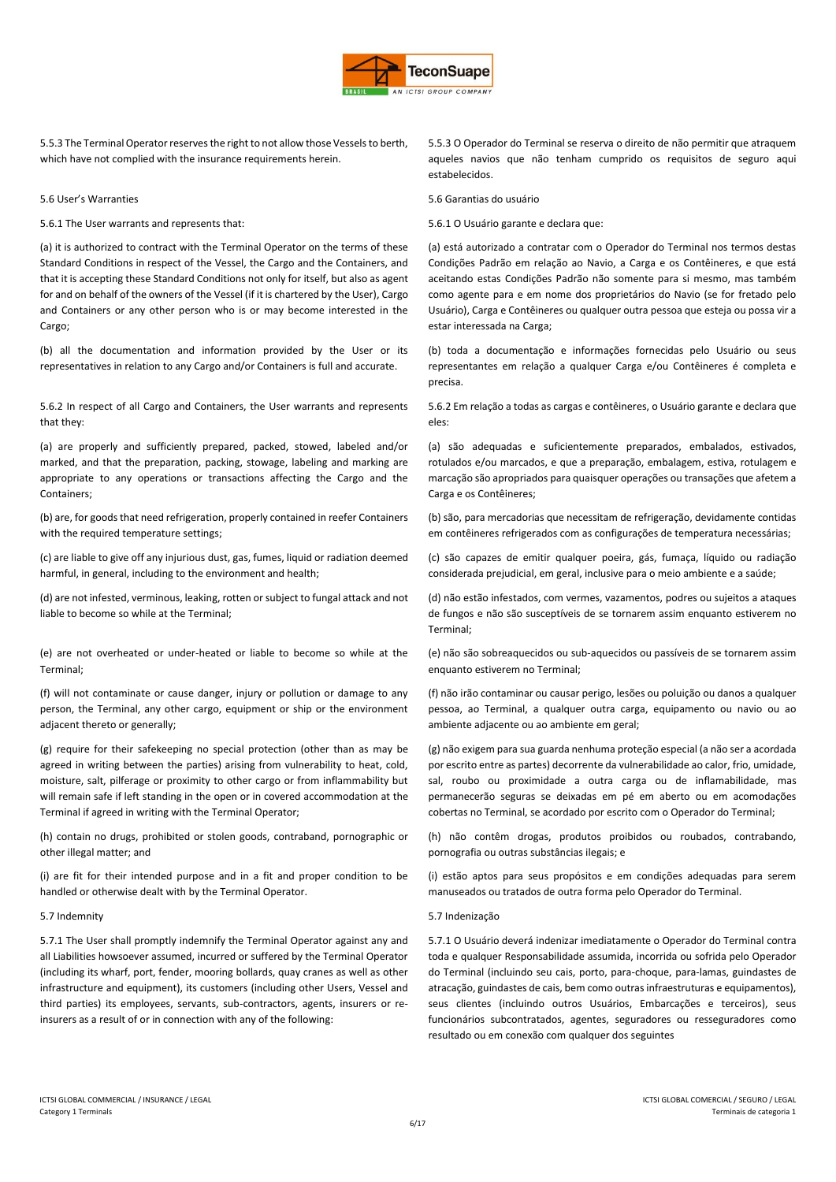5.5.3 The Terminal Operator reserves the right to not allow those Vessels to berth, which have not complied with the insurance requirements herein.

5.6 User's Warranties

5.6.1 The User warrants and represents that:

(a) it is authorized to contract with the Terminal Operator on the terms of these Standard Conditions in respect of the Vessel, the Cargo and the Containers, and that it is accepting these Standard Conditions not only for itself, but also as agent for and on behalf of the owners of the Vessel (if it is chartered by the User), Cargo and Containers or any other person who is or may become interested in the Cargo;

(b) all the documentation and information provided by the User or its representatives in relation to any Cargo and/or Containers is full and accurate.

5.6.2 In respect of all Cargo and Containers, the User warrants and represents that they:

(a) are properly and sufficiently prepared, packed, stowed, labeled and/or marked, and that the preparation, packing, stowage, labeling and marking are appropriate to any operations or transactions affecting the Cargo and the Containers;

(b) are, for goods that need refrigeration, properly contained in reefer Containers with the required temperature settings;

(c) are liable to give off any injurious dust, gas, fumes, liquid or radiation deemed harmful, in general, including to the environment and health;

(d) are not infested, verminous, leaking, rotten or subject to fungal attack and not liable to become so while at the Terminal;

(e) are not overheated or under-heated or liable to become so while at the Terminal;

(f) will not contaminate or cause danger, injury or pollution or damage to any person, the Terminal, any other cargo, equipment or ship or the environment adjacent thereto or generally;

(g) require for their safekeeping no special protection (other than as may be agreed in writing between the parties) arising from vulnerability to heat, cold, moisture, salt, pilferage or proximity to other cargo or from inflammability but will remain safe if left standing in the open or in covered accommodation at the Terminal if agreed in writing with the Terminal Operator;

(h) contain no drugs, prohibited or stolen goods, contraband, pornographic or other illegal matter; and

(i) are fit for their intended purpose and in a fit and proper condition to be handled or otherwise dealt with by the Terminal Operator.

5.7 Indemnity

5.7.1 The User shall promptly indemnify the Terminal Operator against any and all Liabilities howsoever assumed, incurred or suffered by the Terminal Operator (including its wharf, port, fender, mooring bollards, quay cranes as well as other infrastructure and equipment), its customers (including other Users, Vessel and third parties) its employees, servants, sub-contractors, agents, insurers or re-insurers as a result of or in connection with any of the following:

5.5.3 O Operador do Terminal se reserva o direito de não permitir que atraquem aqueles navios que não tenham cumprido os requisitos de seguro aqui estabelecidos.

5.6 Garantias do usuário

5.6.1 O Usuário garante e declara que:

(a) está autorizado a contratar com o Operador do Terminal nos termos destas Condições Padrão em relação ao Navio, a Carga e os Contêineres, e que está aceitando estas Condições Padrão não somente para si mesmo, mas também como agente para e em nome dos proprietários do Navio (se for fretado pelo Usuário), Carga e Contêineres ou qualquer outra pessoa que esteja ou possa vir a estar interessada na Carga;

(b) toda a documentação e informações fornecidas pelo Usuário ou seus representantes em relação a qualquer Carga e/ou Contêineres é completa e precisa.

5.6.2 Em relação a todas as cargas e contêineres, o Usuário garante e declara que eles:

(a) são adequadas e suficientemente preparados, embalados, estivados, rotulados e/ou marcados, e que a preparação, embalagem, estiva, rotulagem e marcação são apropriados para quaisquer operações ou transações que afetem a Carga e os Contêineres;

(b) são, para mercadorias que necessitam de refrigeração, devidamente contidas em contêineres refrigerados com as configurações de temperatura necessárias;

(c) são capazes de emitir qualquer poeira, gás, fumaça, líquido ou radiação considerada prejudicial, em geral, inclusive para o meio ambiente e a saúde;

(d) não estão infestados, com vermes, vazamentos, podres ou sujeitos a ataques de fungos e não são susceptíveis de se tornarem assim enquanto estiverem no Terminal;

(e) não são sobreaquecidos ou sub-aquecidos ou passíveis de se tornarem assim enquanto estiverem no Terminal;

(f) não irão contaminar ou causar perigo, lesões ou poluição ou danos a qualquer pessoa, ao Terminal, a qualquer outra carga, equipamento ou navio ou ao ambiente adjacente ou ao ambiente em geral;

(g) não exigem para sua guarda nenhuma proteção especial (a não ser a acordada por escrito entre as partes) decorrente da vulnerabilidade ao calor, frio, umidade, sal, roubo ou proximidade a outra carga ou de inflamabilidade, mas permanecerão seguras se deixadas em pé em aberto ou em acomodações cobertas no Terminal, se acordado por escrito com o Operador do Terminal;

(h) não contêm drogas, produtos proibidos ou roubados, contrabando, pornografia ou outras substâncias ilegais; e

(i) estão aptos para seus propósitos e em condições adequadas para serem manuseados ou tratados de outra forma pelo Operador do Terminal.

5.7 Indenização

5.7.1 O Usuário deverá indenizar imediatamente o Operador do Terminal contra toda e qualquer Responsabilidade assumida, incorrida ou sofrida pelo Operador do Terminal (incluindo seu cais, porto, para-choque, para-lamas, guindastes de atracação, guindastes de cais, bem como outras infraestruturas e equipamentos), seus clientes (incluindo outros Usuários, Embarcações e terceiros), seus funcionários subcontratados, agentes, seguradores ou resseguradores como resultado ou em conexão com qualquer dos seguintes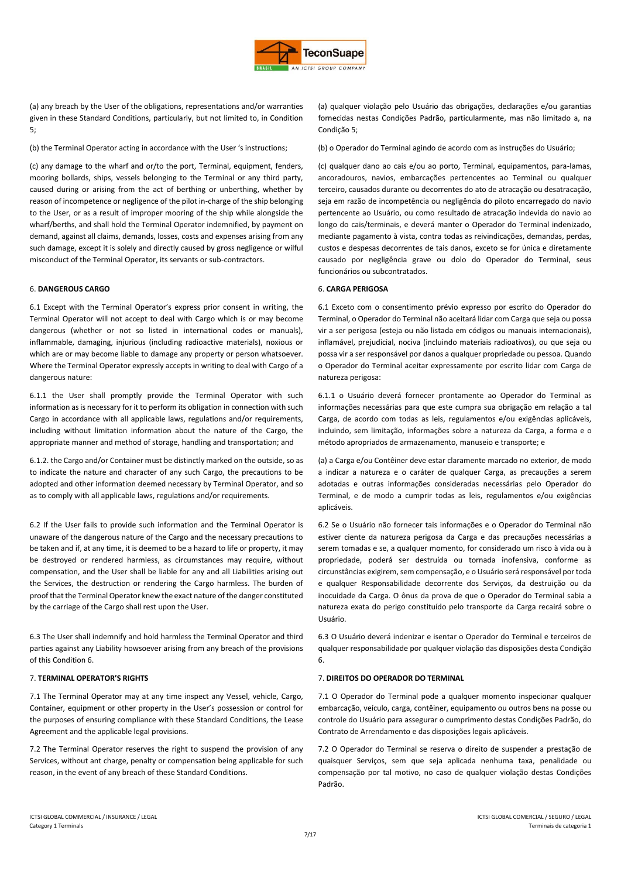(a) any breach by the User of the obligations, representations and/or warranties given in these Standard Conditions, particularly, but not limited to, in Condition 5;

(b) the Terminal Operator acting in accordance with the User 's instructions;

(c) any damage to the wharf and or/to the port, Terminal, equipment, fenders, mooring bollards, ships, vessels belonging to the Terminal or any third party, caused during or arising from the act of berthing or unberthing, whether by reason of incompetence or negligence of the pilot in-charge of the ship belonging to the User, or as a result of improper mooring of the ship while alongside the wharf/berths, and shall hold the Terminal Operator indemnified, by payment on demand, against all claims, demands, losses, costs and expenses arising from any such damage, except it is solely and directly caused by gross negligence or wilful misconduct of the Terminal Operator, its servants or sub-contractors.

## 6. DANGEROUS CARGO

6.1 Except with the Terminal Operator's express prior consent in writing, the Terminal Operator will not accept to deal with Cargo which is or may become dangerous (whether or not so listed in international codes or manuals), inflammable, damaging, injurious (including radioactive materials), noxious or which are or may become liable to damage any property or person whatsoever. Where the Terminal Operator expressly accepts in writing to deal with Cargo of a dangerous nature:

6.1.1 the User shall promptly provide the Terminal Operator with such information as is necessary for it to perform its obligation in connection with such Cargo in accordance with all applicable laws, regulations and/or requirements, including without limitation information about the nature of the Cargo, the appropriate manner and method of storage, handling and transportation; and

6.1.2. the Cargo and/or Container must be distinctly marked on the outside, so as to indicate the nature and character of any such Cargo, the precautions to be adopted and other information deemed necessary by Terminal Operator, and so as to comply with all applicable laws, regulations and/or requirements.

6.2 If the User fails to provide such information and the Terminal Operator is unaware of the dangerous nature of the Cargo and the necessary precautions to be taken and if, at any time, it is deemed to be a hazard to life or property, it may be destroyed or rendered harmless, as circumstances may require, without compensation, and the User shall be liable for any and all Liabilities arising out the Services, the destruction or rendering the Cargo harmless. The burden of proof that the Terminal Operator knew the exact nature of the danger constituted by the carriage of the Cargo shall rest upon the User.

6.3 The User shall indemnify and hold harmless the Terminal Operator and third parties against any Liability howsoever arising from any breach of the provisions of this Condition 6.

## 7. TERMINAL OPERATOR'S RIGHTS

7.1 The Terminal Operator may at any time inspect any Vessel, vehicle, Cargo, Container, equipment or other property in the User's possession or control for the purposes of ensuring compliance with these Standard Conditions, the Lease Agreement and the applicable legal provisions.

7.2 The Terminal Operator reserves the right to suspend the provision of any Services, without ant charge, penalty or compensation being applicable for such reason, in the event of any breach of these Standard Conditions.

(a) qualquer violação pelo Usuário das obrigações, declarações e/ou garantias fornecidas nestas Condições Padrão, particularmente, mas não limitado a, na Condição 5;

(b) o Operador do Terminal agindo de acordo com as instruções do Usuário;

(c) qualquer dano ao cais e/ou ao porto, Terminal, equipamentos, para-lamas, ancoradouros, navios, embarcações pertencentes ao Terminal ou qualquer terceiro, causados durante ou decorrentes do ato de atracação ou desatracação, seja em razão de incompetência ou negligência do piloto encarregado do navio pertencente ao Usuário, ou como resultado de atracação indevida do navio ao longo do cais/terminais, e deverá manter o Operador do Terminal indenizado, mediante pagamento à vista, contra todas as reivindicações, demandas, perdas, custos e despesas decorrentes de tais danos, exceto se for única e diretamente causado por negligência grave ou dolo do Operador do Terminal, seus funcionários ou subcontratados.

## 6. CARGA PERIGOSA

6.1 Exceto com o consentimento prévio expresso por escrito do Operador do Terminal, o Operador do Terminal não aceitará lidar com Carga que seja ou possa vir a ser perigosa (esteja ou não listada em códigos ou manuais internacionais), inflamável, prejudicial, nociva (incluindo materiais radioativos), ou que seja ou possa vir a ser responsável por danos a qualquer propriedade ou pessoa. Quando o Operador do Terminal aceitar expressamente por escrito lidar com Carga de natureza perigosa:

6.1.1 o Usuário deverá fornecer prontamente ao Operador do Terminal as informações necessárias para que este cumpra sua obrigação em relação a tal Carga, de acordo com todas as leis, regulamentos e/ou exigências aplicáveis, incluindo, sem limitação, informações sobre a natureza da Carga, a forma e o método apropriados de armazenamento, manuseio e transporte; e

(a) a Carga e/ou Contêiner deve estar claramente marcado no exterior, de modo a indicar a natureza e o caráter de qualquer Carga, as precauções a serem adotadas e outras informações consideradas necessárias pelo Operador do Terminal, e de modo a cumprir todas as leis, regulamentos e/ou exigências aplicáveis.

6.2 Se o Usuário não fornecer tais informações e o Operador do Terminal não estiver ciente da natureza perigosa da Carga e das precauções necessárias a serem tomadas e se, a qualquer momento, for considerado um risco à vida ou à propriedade, poderá ser destruída ou tornada inofensiva, conforme as circunstâncias exigirem, sem compensação, e o Usuário será responsável por toda e qualquer Responsabilidade decorrente dos Serviços, da destruição ou da inocuidade da Carga. O ônus da prova de que o Operador do Terminal sabia a natureza exata do perigo constituído pelo transporte da Carga recairá sobre o Usuário.

6.3 O Usuário deverá indenizar e isentar o Operador do Terminal e terceiros de qualquer responsabilidade por qualquer violação das disposições desta Condição 6.

## 7. DIREITOS DO OPERADOR DO TERMINAL

7.1 O Operador do Terminal pode a qualquer momento inspecionar qualquer embarcação, veículo, carga, contêiner, equipamento ou outros bens na posse ou controle do Usuário para assegurar o cumprimento destas Condições Padrão, do Contrato de Arrendamento e das disposições legais aplicáveis.

7.2 O Operador do Terminal se reserva o direito de suspender a prestação de quaisquer Serviços, sem que seja aplicada nenhuma taxa, penalidade ou compensação por tal motivo, no caso de qualquer violação destas Condições Padrão.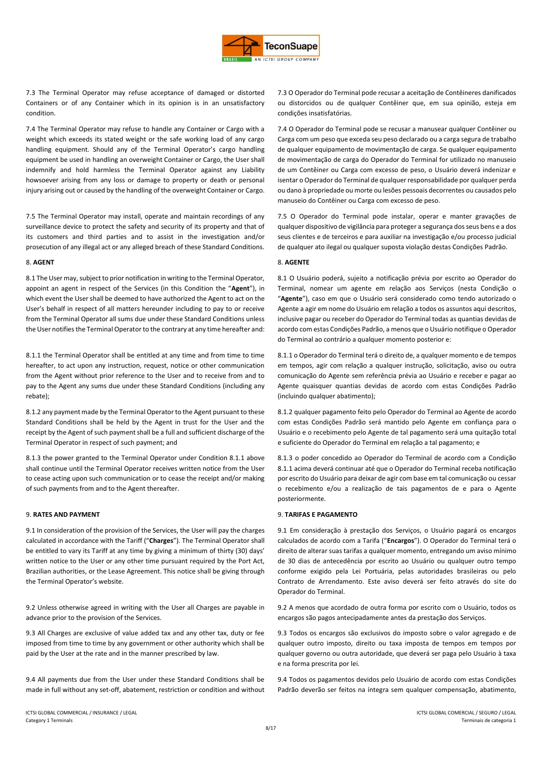7.3 The Terminal Operator may refuse acceptance of damaged or distorted Containers or of any Container which in its opinion is in an unsatisfactory condition.

7.4 The Terminal Operator may refuse to handle any Container or Cargo with a weight which exceeds its stated weight or the safe working load of any cargo handling equipment. Should any of the Terminal Operator's cargo handling equipment be used in handling an overweight Container or Cargo, the User shall indemnify and hold harmless the Terminal Operator against any Liability howsoever arising from any loss or damage to property or death or personal injury arising out or caused by the handling of the overweight Container or Cargo.

7.5 The Terminal Operator may install, operate and maintain recordings of any surveillance device to protect the safety and security of its property and that of its customers and third parties and to assist in the investigation and/or prosecution of any illegal act or any alleged breach of these Standard Conditions.

8. **AGENT**

8.1 The User may, subject to prior notification in writing to the Terminal Operator, appoint an agent in respect of the Services (in this Condition the "**Agent**"), in which event the User shall be deemed to have authorized the Agent to act on the User's behalf in respect of all matters hereunder including to pay to or receive from the Terminal Operator all sums due under these Standard Conditions unless the User notifies the Terminal Operator to the contrary at any time hereafter and:

8.1.1 the Terminal Operator shall be entitled at any time and from time to time hereafter, to act upon any instruction, request, notice or other communication from the Agent without prior reference to the User and to receive from and to pay to the Agent any sums due under these Standard Conditions (including any rebate);

8.1.2 any payment made by the Terminal Operator to the Agent pursuant to these Standard Conditions shall be held by the Agent in trust for the User and the receipt by the Agent of such payment shall be a full and sufficient discharge of the Terminal Operator in respect of such payment; and

8.1.3 the power granted to the Terminal Operator under Condition 8.1.1 above shall continue until the Terminal Operator receives written notice from the User to cease acting upon such communication or to cease the receipt and/or making of such payments from and to the Agent thereafter.

9. **RATES AND PAYMENT**

9.1 In consideration of the provision of the Services, the User will pay the charges calculated in accordance with the Tariff ("**Charges**"). The Terminal Operator shall be entitled to vary its Tariff at any time by giving a minimum of thirty (30) days' written notice to the User or any other time pursuant required by the Port Act, Brazilian authorities, or the Lease Agreement. This notice shall be giving through the Terminal Operator's website.

9.2 Unless otherwise agreed in writing with the User all Charges are payable in advance prior to the provision of the Services.

9.3 All Charges are exclusive of value added tax and any other tax, duty or fee imposed from time to time by any government or other authority which shall be paid by the User at the rate and in the manner prescribed by law.

9.4 All payments due from the User under these Standard Conditions shall be made in full without any set-off, abatement, restriction or condition and without

7.3 O Operador do Terminal pode recusar a aceitação de Contêineres danificados ou distorcidos ou de qualquer Contêiner que, em sua opinião, esteja em condições insatisfatórias.

7.4 O Operador do Terminal pode se recusar a manusear qualquer Contêiner ou Carga com um peso que exceda seu peso declarado ou a carga segura de trabalho de qualquer equipamento de movimentação de carga. Se qualquer equipamento de movimentação de carga do Operador do Terminal for utilizado no manuseio de um Contêiner ou Carga com excesso de peso, o Usuário deverá indenizar e isentar o Operador do Terminal de qualquer responsabilidade por qualquer perda ou dano à propriedade ou morte ou lesões pessoais decorrentes ou causados pelo manuseio do Contêiner ou Carga com excesso de peso.

7.5 O Operador do Terminal pode instalar, operar e manter gravações de qualquer dispositivo de vigilância para proteger a segurança dos seus bens e a dos seus clientes e de terceiros e para auxiliar na investigação e/ou processo judicial de qualquer ato ilegal ou qualquer suposta violação destas Condições Padrão.

8. **AGENTE**

8.1 O Usuário poderá, sujeito a notificação prévia por escrito ao Operador do Terminal, nomear um agente em relação aos Serviços (nesta Condição o "**Agente**"), caso em que o Usuário será considerado como tendo autorizado o Agente a agir em nome do Usuário em relação a todos os assuntos aqui descritos, inclusive pagar ou receber do Operador do Terminal todas as quantias devidas de acordo com estas Condições Padrão, a menos que o Usuário notifique o Operador do Terminal ao contrário a qualquer momento posterior e:

8.1.1 o Operador do Terminal terá o direito de, a qualquer momento e de tempos em tempos, agir com relação a qualquer instrução, solicitação, aviso ou outra comunicação do Agente sem referência prévia ao Usuário e receber e pagar ao Agente quaisquer quantias devidas de acordo com estas Condições Padrão (incluindo qualquer abatimento);

8.1.2 qualquer pagamento feito pelo Operador do Terminal ao Agente de acordo com estas Condições Padrão será mantido pelo Agente em confiança para o Usuário e o recebimento pelo Agente de tal pagamento será uma quitação total e suficiente do Operador do Terminal em relação a tal pagamento; e

8.1.3 o poder concedido ao Operador do Terminal de acordo com a Condição 8.1.1 acima deverá continuar até que o Operador do Terminal receba notificação por escrito do Usuário para deixar de agir com base em tal comunicação ou cessar o recebimento e/ou a realização de tais pagamentos de e para o Agente posteriormente.

9. **TARIFAS E PAGAMENTO**

9.1 Em consideração à prestação dos Serviços, o Usuário pagará os encargos calculados de acordo com a Tarifa ("**Encargos**"). O Operador do Terminal terá o direito de alterar suas tarifas a qualquer momento, entregando um aviso mínimo de 30 dias de antecedência por escrito ao Usuário ou qualquer outro tempo conforme exigido pela Lei Portuária, pelas autoridades brasileiras ou pelo Contrato de Arrendamento. Este aviso deverá ser feito através do site do Operador do Terminal.

9.2 A menos que acordado de outra forma por escrito com o Usuário, todos os encargos são pagos antecipadamente antes da prestação dos Serviços.

9.3 Todos os encargos são exclusivos do imposto sobre o valor agregado e de qualquer outro imposto, direito ou taxa imposta de tempos em tempos por qualquer governo ou outra autoridade, que deverá ser paga pelo Usuário à taxa e na forma prescrita por lei.

9.4 Todos os pagamentos devidos pelo Usuário de acordo com estas Condições Padrão deverão ser feitos na íntegra sem qualquer compensação, abatimento,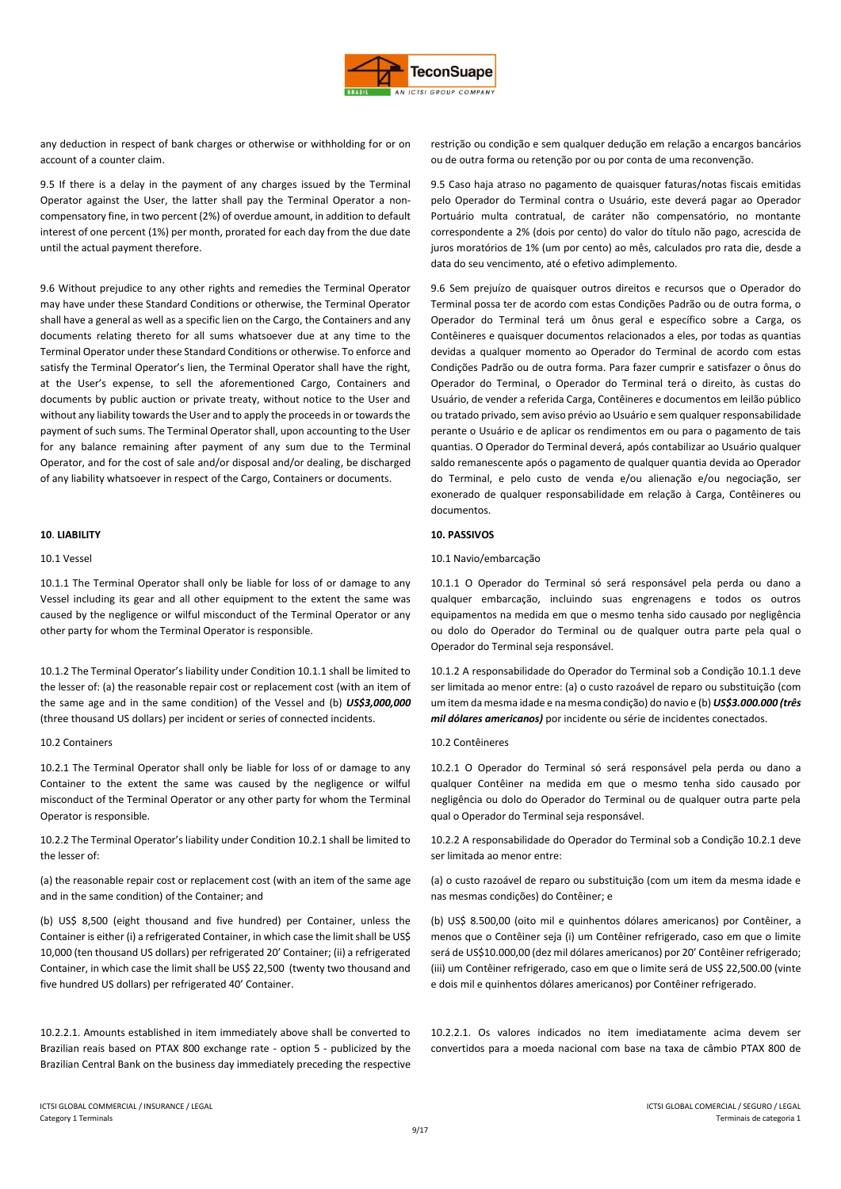any deduction in respect of bank charges or otherwise or withholding for or on account of a counter claim.

9.5 If there is a delay in the payment of any charges issued by the Terminal Operator against the User, the latter shall pay the Terminal Operator a non-compensatory fine, in two percent (2%) of overdue amount, in addition to default interest of one percent (1%) per month, prorated for each day from the due date until the actual payment therefore.

9.6 Without prejudice to any other rights and remedies the Terminal Operator may have under these Standard Conditions or otherwise, the Terminal Operator shall have a general as well as a specific lien on the Cargo, the Containers and any documents relating thereto for all sums whatsoever due at any time to the Terminal Operator under these Standard Conditions or otherwise. To enforce and satisfy the Terminal Operator's lien, the Terminal Operator shall have the right, at the User's expense, to sell the aforementioned Cargo, Containers and documents by public auction or private treaty, without notice to the User and without any liability towards the User and to apply the proceeds in or towards the payment of such sums. The Terminal Operator shall, upon accounting to the User for any balance remaining after payment of any sum due to the Terminal Operator, and for the cost of sale and/or disposal and/or dealing, be discharged of any liability whatsoever in respect of the Cargo, Containers or documents.

**10. LIABILITY**

10.1 Vessel

10.1.1 The Terminal Operator shall only be liable for loss of or damage to any Vessel including its gear and all other equipment to the extent the same was caused by the negligence or wilful misconduct of the Terminal Operator or any other party for whom the Terminal Operator is responsible.

10.1.2 The Terminal Operator's liability under Condition 10.1.1 shall be limited to the lesser of: (a) the reasonable repair cost or replacement cost (with an item of the same age and in the same condition) of the Vessel and (b) ***US$3,000,000*** (three thousand US dollars) per incident or series of connected incidents.

10.2 Containers

10.2.1 The Terminal Operator shall only be liable for loss of or damage to any Container to the extent the same was caused by the negligence or wilful misconduct of the Terminal Operator or any other party for whom the Terminal Operator is responsible.

10.2.2 The Terminal Operator's liability under Condition 10.2.1 shall be limited to the lesser of:

(a) the reasonable repair cost or replacement cost (with an item of the same age and in the same condition) of the Container; and

(b) US$ 8,500 (eight thousand and five hundred) per Container, unless the Container is either (i) a refrigerated Container, in which case the limit shall be US$ 10,000 (ten thousand US dollars) per refrigerated 20' Container; (ii) a refrigerated Container, in which case the limit shall be US$ 22,500 (twenty two thousand and five hundred US dollars) per refrigerated 40' Container.

10.2.2.1. Amounts established in item immediately above shall be converted to Brazilian reais based on PTAX 800 exchange rate - option 5 - publicized by the Brazilian Central Bank on the business day immediately preceding the respective

restrição ou condição e sem qualquer dedução em relação a encargos bancários ou de outra forma ou retenção por ou por conta de uma reconvenção.

9.5 Caso haja atraso no pagamento de quaisquer faturas/notas fiscais emitidas pelo Operador do Terminal contra o Usuário, este deverá pagar ao Operador Portuário multa contratual, de caráter não compensatório, no montante correspondente a 2% (dois por cento) do valor do título não pago, acrescida de juros moratórios de 1% (um por cento) ao mês, calculados pro rata die, desde a data do seu vencimento, até o efetivo adimplemento.

9.6 Sem prejuízo de quaisquer outros direitos e recursos que o Operador do Terminal possa ter de acordo com estas Condições Padrão ou de outra forma, o Operador do Terminal terá um ônus geral e específico sobre a Carga, os Contêineres e quaisquer documentos relacionados a eles, por todas as quantias devidas a qualquer momento ao Operador do Terminal de acordo com estas Condições Padrão ou de outra forma. Para fazer cumprir e satisfazer o ônus do Operador do Terminal, o Operador do Terminal terá o direito, às custas do Usuário, de vender a referida Carga, Contêineres e documentos em leilão público ou tratado privado, sem aviso prévio ao Usuário e sem qualquer responsabilidade perante o Usuário e de aplicar os rendimentos em ou para o pagamento de tais quantias. O Operador do Terminal deverá, após contabilizar ao Usuário qualquer saldo remanescente após o pagamento de qualquer quantia devida ao Operador do Terminal, e pelo custo de venda e/ou alienação e/ou negociação, ser exonerado de qualquer responsabilidade em relação à Carga, Contêineres ou documentos.

**10. PASSIVOS**

10.1 Navio/embarcação

10.1.1 O Operador do Terminal só será responsável pela perda ou dano a qualquer embarcação, incluindo suas engrenagens e todos os outros equipamentos na medida em que o mesmo tenha sido causado por negligência ou dolo do Operador do Terminal ou de qualquer outra parte pela qual o Operador do Terminal seja responsável.

10.1.2 A responsabilidade do Operador do Terminal sob a Condição 10.1.1 deve ser limitada ao menor entre: (a) o custo razoável de reparo ou substituição (com um item da mesma idade e na mesma condição) do navio e (b) ***US$3.000.000 (três mil dólares americanos)*** por incidente ou série de incidentes conectados.

10.2 Contêineres

10.2.1 O Operador do Terminal só será responsável pela perda ou dano a qualquer Contêiner na medida em que o mesmo tenha sido causado por negligência ou dolo do Operador do Terminal ou de qualquer outra parte pela qual o Operador do Terminal seja responsável.

10.2.2 A responsabilidade do Operador do Terminal sob a Condição 10.2.1 deve ser limitada ao menor entre:

(a) o custo razoável de reparo ou substituição (com um item da mesma idade e nas mesmas condições) do Contêiner; e

(b) US$ 8.500,00 (oito mil e quinhentos dólares americanos) por Contêiner, a menos que o Contêiner seja (i) um Contêiner refrigerado, caso em que o limite será de US$10.000,00 (dez mil dólares americanos) por 20' Contêiner refrigerado; (iii) um Contêiner refrigerado, caso em que o limite será de US$ 22,500.00 (vinte e dois mil e quinhentos dólares americanos) por Contêiner refrigerado.

10.2.2.1. Os valores indicados no item imediatamente acima devem ser convertidos para a moeda nacional com base na taxa de câmbio PTAX 800 de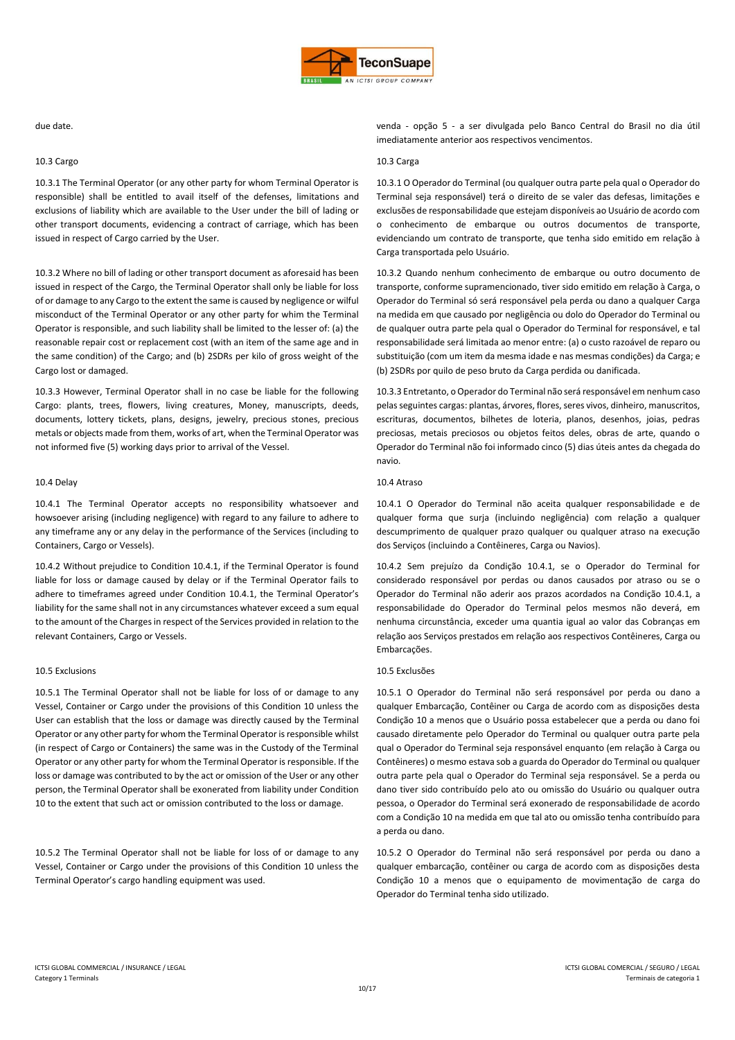due date.

### 10.3 Cargo

10.3.1 The Terminal Operator (or any other party for whom Terminal Operator is responsible) shall be entitled to avail itself of the defenses, limitations and exclusions of liability which are available to the User under the bill of lading or other transport documents, evidencing a contract of carriage, which has been issued in respect of Cargo carried by the User.

10.3.2 Where no bill of lading or other transport document as aforesaid has been issued in respect of the Cargo, the Terminal Operator shall only be liable for loss of or damage to any Cargo to the extent the same is caused by negligence or wilful misconduct of the Terminal Operator or any other party for whim the Terminal Operator is responsible, and such liability shall be limited to the lesser of: (a) the reasonable repair cost or replacement cost (with an item of the same age and in the same condition) of the Cargo; and (b) 2SDRs per kilo of gross weight of the Cargo lost or damaged.

10.3.3 However, Terminal Operator shall in no case be liable for the following Cargo: plants, trees, flowers, living creatures, Money, manuscripts, deeds, documents, lottery tickets, plans, designs, jewelry, precious stones, precious metals or objects made from them, works of art, when the Terminal Operator was not informed five (5) working days prior to arrival of the Vessel.

### 10.4 Delay

10.4.1 The Terminal Operator accepts no responsibility whatsoever and howsoever arising (including negligence) with regard to any failure to adhere to any timeframe any or any delay in the performance of the Services (including to Containers, Cargo or Vessels).

10.4.2 Without prejudice to Condition 10.4.1, if the Terminal Operator is found liable for loss or damage caused by delay or if the Terminal Operator fails to adhere to timeframes agreed under Condition 10.4.1, the Terminal Operator's liability for the same shall not in any circumstances whatever exceed a sum equal to the amount of the Charges in respect of the Services provided in relation to the relevant Containers, Cargo or Vessels.

### 10.5 Exclusions

10.5.1 The Terminal Operator shall not be liable for loss of or damage to any Vessel, Container or Cargo under the provisions of this Condition 10 unless the User can establish that the loss or damage was directly caused by the Terminal Operator or any other party for whom the Terminal Operator is responsible whilst (in respect of Cargo or Containers) the same was in the Custody of the Terminal Operator or any other party for whom the Terminal Operator is responsible. If the loss or damage was contributed to by the act or omission of the User or any other person, the Terminal Operator shall be exonerated from liability under Condition 10 to the extent that such act or omission contributed to the loss or damage.

10.5.2 The Terminal Operator shall not be liable for loss of or damage to any Vessel, Container or Cargo under the provisions of this Condition 10 unless the Terminal Operator's cargo handling equipment was used.

venda - opção 5 - a ser divulgada pelo Banco Central do Brasil no dia útil imediatamente anterior aos respectivos vencimentos.

### 10.3 Carga

10.3.1 O Operador do Terminal (ou qualquer outra parte pela qual o Operador do Terminal seja responsável) terá o direito de se valer das defesas, limitações e exclusões de responsabilidade que estejam disponíveis ao Usuário de acordo com o conhecimento de embarque ou outros documentos de transporte, evidenciando um contrato de transporte, que tenha sido emitido em relação à Carga transportada pelo Usuário.

10.3.2 Quando nenhum conhecimento de embarque ou outro documento de transporte, conforme supramencionado, tiver sido emitido em relação à Carga, o Operador do Terminal só será responsável pela perda ou dano a qualquer Carga na medida em que causado por negligência ou dolo do Operador do Terminal ou de qualquer outra parte pela qual o Operador do Terminal for responsável, e tal responsabilidade será limitada ao menor entre: (a) o custo razoável de reparo ou substituição (com um item da mesma idade e nas mesmas condições) da Carga; e (b) 2SDRs por quilo de peso bruto da Carga perdida ou danificada.

10.3.3 Entretanto, o Operador do Terminal não será responsável em nenhum caso pelas seguintes cargas: plantas, árvores, flores, seres vivos, dinheiro, manuscritos, escrituras, documentos, bilhetes de loteria, planos, desenhos, joias, pedras preciosas, metais preciosos ou objetos feitos deles, obras de arte, quando o Operador do Terminal não foi informado cinco (5) dias úteis antes da chegada do navio.

### 10.4 Atraso

10.4.1 O Operador do Terminal não aceita qualquer responsabilidade e de qualquer forma que surja (incluindo negligência) com relação a qualquer descumprimento de qualquer prazo qualquer ou qualquer atraso na execução dos Serviços (incluindo a Contêineres, Carga ou Navios).

10.4.2 Sem prejuízo da Condição 10.4.1, se o Operador do Terminal for considerado responsável por perdas ou danos causados por atraso ou se o Operador do Terminal não aderir aos prazos acordados na Condição 10.4.1, a responsabilidade do Operador do Terminal pelos mesmos não deverá, em nenhuma circunstância, exceder uma quantia igual ao valor das Cobranças em relação aos Serviços prestados em relação aos respectivos Contêineres, Carga ou Embarcações.

### 10.5 Exclusões

10.5.1 O Operador do Terminal não será responsável por perda ou dano a qualquer Embarcação, Contêiner ou Carga de acordo com as disposições desta Condição 10 a menos que o Usuário possa estabelecer que a perda ou dano foi causado diretamente pelo Operador do Terminal ou qualquer outra parte pela qual o Operador do Terminal seja responsável enquanto (em relação à Carga ou Contêineres) o mesmo estava sob a guarda do Operador do Terminal ou qualquer outra parte pela qual o Operador do Terminal seja responsável. Se a perda ou dano tiver sido contribuído pelo ato ou omissão do Usuário ou qualquer outra pessoa, o Operador do Terminal será exonerado de responsabilidade de acordo com a Condição 10 na medida em que tal ato ou omissão tenha contribuído para a perda ou dano.

10.5.2 O Operador do Terminal não será responsável por perda ou dano a qualquer embarcação, contêiner ou carga de acordo com as disposições desta Condição 10 a menos que o equipamento de movimentação de carga do Operador do Terminal tenha sido utilizado.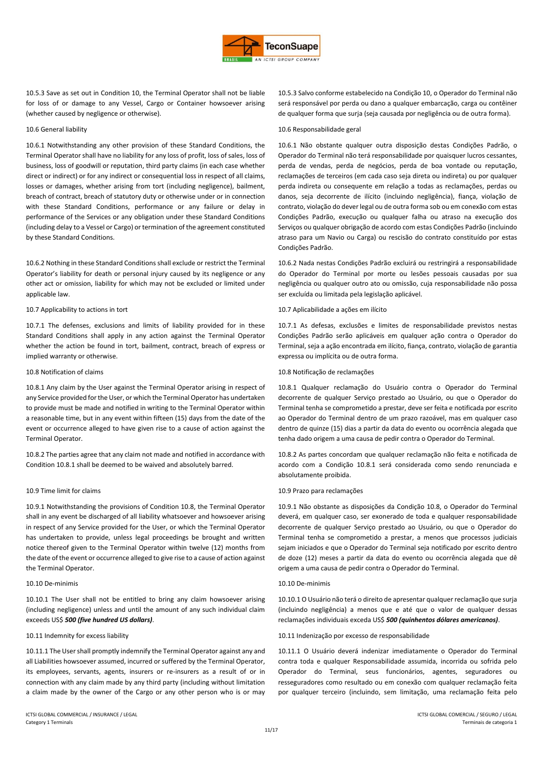10.5.3 Save as set out in Condition 10, the Terminal Operator shall not be liable for loss of or damage to any Vessel, Cargo or Container howsoever arising (whether caused by negligence or otherwise).

10.6 General liability

10.6.1 Notwithstanding any other provision of these Standard Conditions, the Terminal Operator shall have no liability for any loss of profit, loss of sales, loss of business, loss of goodwill or reputation, third party claims (in each case whether direct or indirect) or for any indirect or consequential loss in respect of all claims, losses or damages, whether arising from tort (including negligence), bailment, breach of contract, breach of statutory duty or otherwise under or in connection with these Standard Conditions, performance or any failure or delay in performance of the Services or any obligation under these Standard Conditions (including delay to a Vessel or Cargo) or termination of the agreement constituted by these Standard Conditions.

10.6.2 Nothing in these Standard Conditions shall exclude or restrict the Terminal Operator's liability for death or personal injury caused by its negligence or any other act or omission, liability for which may not be excluded or limited under applicable law.

10.7 Applicability to actions in tort

10.7.1 The defenses, exclusions and limits of liability provided for in these Standard Conditions shall apply in any action against the Terminal Operator whether the action be found in tort, bailment, contract, breach of express or implied warranty or otherwise.

10.8 Notification of claims

10.8.1 Any claim by the User against the Terminal Operator arising in respect of any Service provided for the User, or which the Terminal Operator has undertaken to provide must be made and notified in writing to the Terminal Operator within a reasonable time, but in any event within fifteen (15) days from the date of the event or occurrence alleged to have given rise to a cause of action against the Terminal Operator.

10.8.2 The parties agree that any claim not made and notified in accordance with Condition 10.8.1 shall be deemed to be waived and absolutely barred.

10.9 Time limit for claims

10.9.1 Notwithstanding the provisions of Condition 10.8, the Terminal Operator shall in any event be discharged of all liability whatsoever and howsoever arising in respect of any Service provided for the User, or which the Terminal Operator has undertaken to provide, unless legal proceedings be brought and written notice thereof given to the Terminal Operator within twelve (12) months from the date of the event or occurrence alleged to give rise to a cause of action against the Terminal Operator.

10.10 De-minimis

10.10.1 The User shall not be entitled to bring any claim howsoever arising (including negligence) unless and until the amount of any such individual claim exceeds US$ ***500 (five hundred US dollars)***.

10.11 Indemnity for excess liability

10.11.1 The User shall promptly indemnify the Terminal Operator against any and all Liabilities howsoever assumed, incurred or suffered by the Terminal Operator, its employees, servants, agents, insurers or re-insurers as a result of or in connection with any claim made by any third party (including without limitation a claim made by the owner of the Cargo or any other person who is or may

10.5.3 Salvo conforme estabelecido na Condição 10, o Operador do Terminal não será responsável por perda ou dano a qualquer embarcação, carga ou contêiner de qualquer forma que surja (seja causada por negligência ou de outra forma).

10.6 Responsabilidade geral

10.6.1 Não obstante qualquer outra disposição destas Condições Padrão, o Operador do Terminal não terá responsabilidade por quaisquer lucros cessantes, perda de vendas, perda de negócios, perda de boa vontade ou reputação, reclamações de terceiros (em cada caso seja direta ou indireta) ou por qualquer perda indireta ou consequente em relação a todas as reclamações, perdas ou danos, seja decorrente de ilícito (incluindo negligência), fiança, violação de contrato, violação do dever legal ou de outra forma sob ou em conexão com estas Condições Padrão, execução ou qualquer falha ou atraso na execução dos Serviços ou qualquer obrigação de acordo com estas Condições Padrão (incluindo atraso para um Navio ou Carga) ou rescisão do contrato constituído por estas Condições Padrão.

10.6.2 Nada nestas Condições Padrão excluirá ou restringirá a responsabilidade do Operador do Terminal por morte ou lesões pessoais causadas por sua negligência ou qualquer outro ato ou omissão, cuja responsabilidade não possa ser excluída ou limitada pela legislação aplicável.

10.7 Aplicabilidade a ações em ilícito

10.7.1 As defesas, exclusões e limites de responsabilidade previstos nestas Condições Padrão serão aplicáveis em qualquer ação contra o Operador do Terminal, seja a ação encontrada em ilícito, fiança, contrato, violação de garantia expressa ou implícita ou de outra forma.

10.8 Notificação de reclamações

10.8.1 Qualquer reclamação do Usuário contra o Operador do Terminal decorrente de qualquer Serviço prestado ao Usuário, ou que o Operador do Terminal tenha se comprometido a prestar, deve ser feita e notificada por escrito ao Operador do Terminal dentro de um prazo razoável, mas em qualquer caso dentro de quinze (15) dias a partir da data do evento ou ocorrência alegada que tenha dado origem a uma causa de pedir contra o Operador do Terminal.

10.8.2 As partes concordam que qualquer reclamação não feita e notificada de acordo com a Condição 10.8.1 será considerada como sendo renunciada e absolutamente proibida.

10.9 Prazo para reclamações

10.9.1 Não obstante as disposições da Condição 10.8, o Operador do Terminal deverá, em qualquer caso, ser exonerado de toda e qualquer responsabilidade decorrente de qualquer Serviço prestado ao Usuário, ou que o Operador do Terminal tenha se comprometido a prestar, a menos que processos judiciais sejam iniciados e que o Operador do Terminal seja notificado por escrito dentro de doze (12) meses a partir da data do evento ou ocorrência alegada que dê origem a uma causa de pedir contra o Operador do Terminal.

10.10 De-minimis

10.10.1 O Usuário não terá o direito de apresentar qualquer reclamação que surja (incluindo negligência) a menos que e até que o valor de qualquer dessas reclamações individuais exceda US$ ***500 (quinhentos dólares americanos)***.

10.11 Indenização por excesso de responsabilidade

10.11.1 O Usuário deverá indenizar imediatamente o Operador do Terminal contra toda e qualquer Responsabilidade assumida, incorrida ou sofrida pelo Operador do Terminal, seus funcionários, agentes, seguradores ou resseguradores como resultado ou em conexão com qualquer reclamação feita por qualquer terceiro (incluindo, sem limitação, uma reclamação feita pelo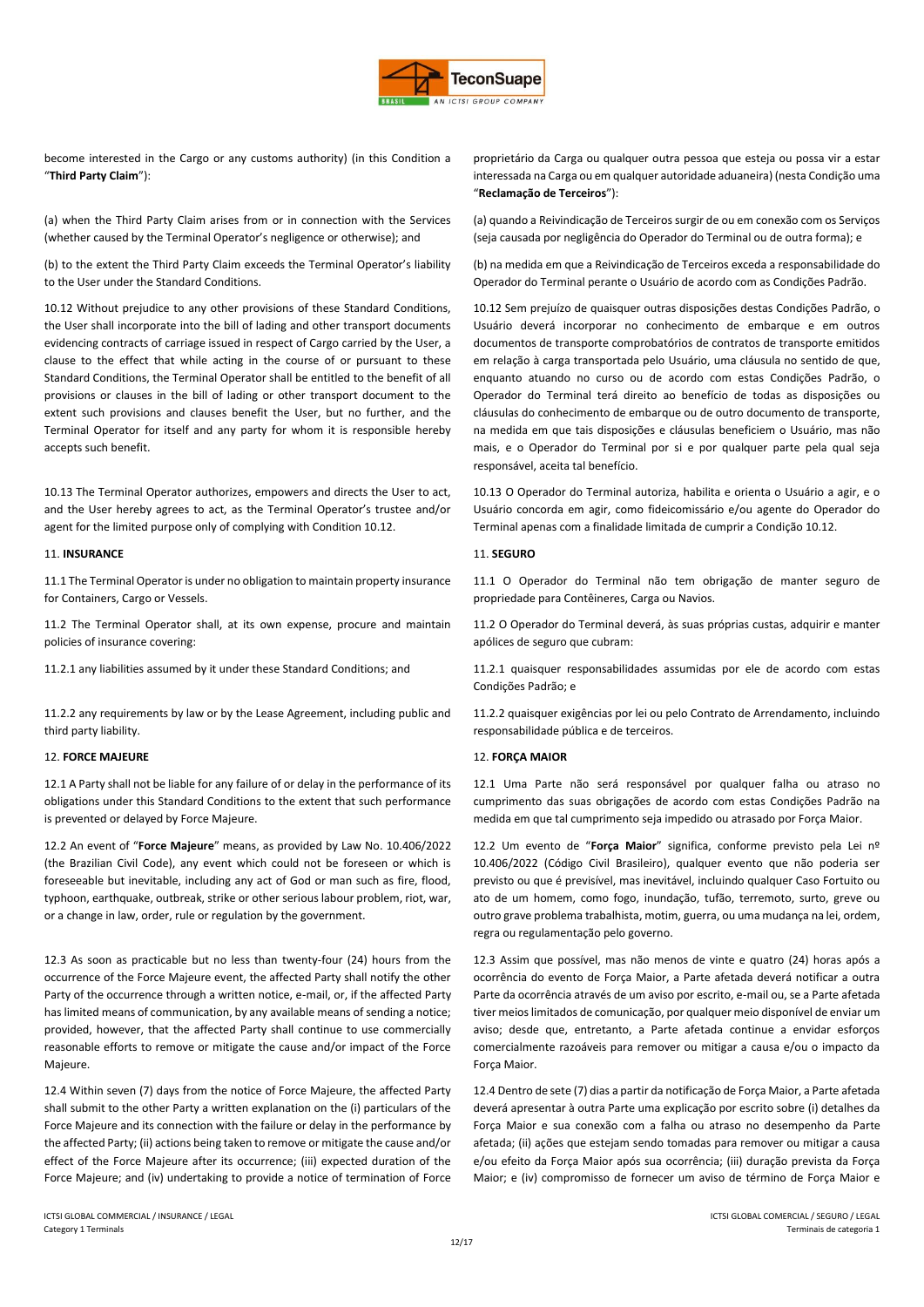become interested in the Cargo or any customs authority) (in this Condition a "**Third Party Claim**"):

(a) when the Third Party Claim arises from or in connection with the Services (whether caused by the Terminal Operator's negligence or otherwise); and

(b) to the extent the Third Party Claim exceeds the Terminal Operator's liability to the User under the Standard Conditions.

10.12 Without prejudice to any other provisions of these Standard Conditions, the User shall incorporate into the bill of lading and other transport documents evidencing contracts of carriage issued in respect of Cargo carried by the User, a clause to the effect that while acting in the course of or pursuant to these Standard Conditions, the Terminal Operator shall be entitled to the benefit of all provisions or clauses in the bill of lading or other transport document to the extent such provisions and clauses benefit the User, but no further, and the Terminal Operator for itself and any party for whom it is responsible hereby accepts such benefit.

10.13 The Terminal Operator authorizes, empowers and directs the User to act, and the User hereby agrees to act, as the Terminal Operator's trustee and/or agent for the limited purpose only of complying with Condition 10.12.

11. **INSURANCE**

11.1 The Terminal Operator is under no obligation to maintain property insurance for Containers, Cargo or Vessels.

11.2 The Terminal Operator shall, at its own expense, procure and maintain policies of insurance covering:

11.2.1 any liabilities assumed by it under these Standard Conditions; and

11.2.2 any requirements by law or by the Lease Agreement, including public and third party liability.

12. **FORCE MAJEURE**

12.1 A Party shall not be liable for any failure of or delay in the performance of its obligations under this Standard Conditions to the extent that such performance is prevented or delayed by Force Majeure.

12.2 An event of "**Force Majeure**" means, as provided by Law No. 10.406/2022 (the Brazilian Civil Code), any event which could not be foreseen or which is foreseeable but inevitable, including any act of God or man such as fire, flood, typhoon, earthquake, outbreak, strike or other serious labour problem, riot, war, or a change in law, order, rule or regulation by the government.

12.3 As soon as practicable but no less than twenty-four (24) hours from the occurrence of the Force Majeure event, the affected Party shall notify the other Party of the occurrence through a written notice, e-mail, or, if the affected Party has limited means of communication, by any available means of sending a notice; provided, however, that the affected Party shall continue to use commercially reasonable efforts to remove or mitigate the cause and/or impact of the Force Majeure.

12.4 Within seven (7) days from the notice of Force Majeure, the affected Party shall submit to the other Party a written explanation on the (i) particulars of the Force Majeure and its connection with the failure or delay in the performance by the affected Party; (ii) actions being taken to remove or mitigate the cause and/or effect of the Force Majeure after its occurrence; (iii) expected duration of the Force Majeure; and (iv) undertaking to provide a notice of termination of Force

proprietário da Carga ou qualquer outra pessoa que esteja ou possa vir a estar interessada na Carga ou em qualquer autoridade aduaneira) (nesta Condição uma "**Reclamação de Terceiros**"):

(a) quando a Reivindicação de Terceiros surgir de ou em conexão com os Serviços (seja causada por negligência do Operador do Terminal ou de outra forma); e

(b) na medida em que a Reivindicação de Terceiros exceda a responsabilidade do Operador do Terminal perante o Usuário de acordo com as Condições Padrão.

10.12 Sem prejuízo de quaisquer outras disposições destas Condições Padrão, o Usuário deverá incorporar no conhecimento de embarque e em outros documentos de transporte comprobatórios de contratos de transporte emitidos em relação à carga transportada pelo Usuário, uma cláusula no sentido de que, enquanto atuando no curso ou de acordo com estas Condições Padrão, o Operador do Terminal terá direito ao benefício de todas as disposições ou cláusulas do conhecimento de embarque ou de outro documento de transporte, na medida em que tais disposições e cláusulas beneficiem o Usuário, mas não mais, e o Operador do Terminal por si e por qualquer parte pela qual seja responsável, aceita tal benefício.

10.13 O Operador do Terminal autoriza, habilita e orienta o Usuário a agir, e o Usuário concorda em agir, como fideicomissário e/ou agente do Operador do Terminal apenas com a finalidade limitada de cumprir a Condição 10.12.

11. **SEGURO**

11.1 O Operador do Terminal não tem obrigação de manter seguro de propriedade para Contêineres, Carga ou Navios.

11.2 O Operador do Terminal deverá, às suas próprias custas, adquirir e manter apólices de seguro que cubram:

11.2.1 quaisquer responsabilidades assumidas por ele de acordo com estas Condições Padrão; e

11.2.2 quaisquer exigências por lei ou pelo Contrato de Arrendamento, incluindo responsabilidade pública e de terceiros.

12. **FORÇA MAIOR**

12.1 Uma Parte não será responsável por qualquer falha ou atraso no cumprimento das suas obrigações de acordo com estas Condições Padrão na medida em que tal cumprimento seja impedido ou atrasado por Força Maior.

12.2 Um evento de "**Força Maior**" significa, conforme previsto pela Lei nº 10.406/2022 (Código Civil Brasileiro), qualquer evento que não poderia ser previsto ou que é previsível, mas inevitável, incluindo qualquer Caso Fortuito ou ato de um homem, como fogo, inundação, tufão, terremoto, surto, greve ou outro grave problema trabalhista, motim, guerra, ou uma mudança na lei, ordem, regra ou regulamentação pelo governo.

12.3 Assim que possível, mas não menos de vinte e quatro (24) horas após a ocorrência do evento de Força Maior, a Parte afetada deverá notificar a outra Parte da ocorrência através de um aviso por escrito, e-mail ou, se a Parte afetada tiver meios limitados de comunicação, por qualquer meio disponível de enviar um aviso; desde que, entretanto, a Parte afetada continue a envidar esforços comercialmente razoáveis para remover ou mitigar a causa e/ou o impacto da Força Maior.

12.4 Dentro de sete (7) dias a partir da notificação de Força Maior, a Parte afetada deverá apresentar à outra Parte uma explicação por escrito sobre (i) detalhes da Força Maior e sua conexão com a falha ou atraso no desempenho da Parte afetada; (ii) ações que estejam sendo tomadas para remover ou mitigar a causa e/ou efeito da Força Maior após sua ocorrência; (iii) duração prevista da Força Maior; e (iv) compromisso de fornecer um aviso de término de Força Maior e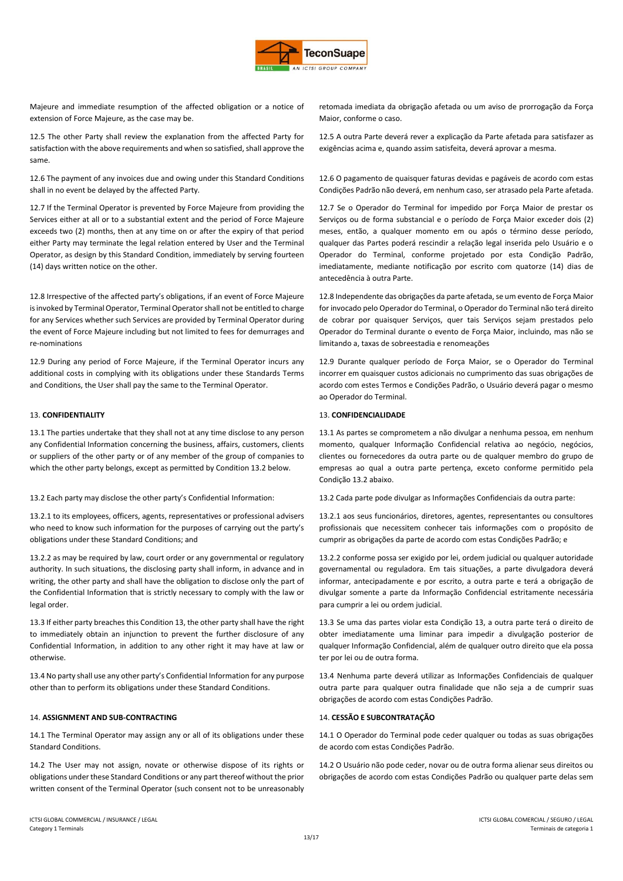Majeure and immediate resumption of the affected obligation or a notice of extension of Force Majeure, as the case may be.

12.5 The other Party shall review the explanation from the affected Party for satisfaction with the above requirements and when so satisfied, shall approve the same.

12.6 The payment of any invoices due and owing under this Standard Conditions shall in no event be delayed by the affected Party.

12.7 If the Terminal Operator is prevented by Force Majeure from providing the Services either at all or to a substantial extent and the period of Force Majeure exceeds two (2) months, then at any time on or after the expiry of that period either Party may terminate the legal relation entered by User and the Terminal Operator, as design by this Standard Condition, immediately by serving fourteen (14) days written notice on the other.

12.8 Irrespective of the affected party's obligations, if an event of Force Majeure is invoked by Terminal Operator, Terminal Operator shall not be entitled to charge for any Services whether such Services are provided by Terminal Operator during the event of Force Majeure including but not limited to fees for demurrages and re-nominations

12.9 During any period of Force Majeure, if the Terminal Operator incurs any additional costs in complying with its obligations under these Standards Terms and Conditions, the User shall pay the same to the Terminal Operator.

13. **CONFIDENTIALITY**

13.1 The parties undertake that they shall not at any time disclose to any person any Confidential Information concerning the business, affairs, customers, clients or suppliers of the other party or of any member of the group of companies to which the other party belongs, except as permitted by Condition 13.2 below.

13.2 Each party may disclose the other party's Confidential Information:

13.2.1 to its employees, officers, agents, representatives or professional advisers who need to know such information for the purposes of carrying out the party's obligations under these Standard Conditions; and

13.2.2 as may be required by law, court order or any governmental or regulatory authority. In such situations, the disclosing party shall inform, in advance and in writing, the other party and shall have the obligation to disclose only the part of the Confidential Information that is strictly necessary to comply with the law or legal order.

13.3 If either party breaches this Condition 13, the other party shall have the right to immediately obtain an injunction to prevent the further disclosure of any Confidential Information, in addition to any other right it may have at law or otherwise.

13.4 No party shall use any other party's Confidential Information for any purpose other than to perform its obligations under these Standard Conditions.

14. **ASSIGNMENT AND SUB-CONTRACTING**

14.1 The Terminal Operator may assign any or all of its obligations under these Standard Conditions.

14.2 The User may not assign, novate or otherwise dispose of its rights or obligations under these Standard Conditions or any part thereof without the prior written consent of the Terminal Operator (such consent not to be unreasonably

retomada imediata da obrigação afetada ou um aviso de prorrogação da Força Maior, conforme o caso.

12.5 A outra Parte deverá rever a explicação da Parte afetada para satisfazer as exigências acima e, quando assim satisfeita, deverá aprovar a mesma.

12.6 O pagamento de quaisquer faturas devidas e pagáveis de acordo com estas Condições Padrão não deverá, em nenhum caso, ser atrasado pela Parte afetada.

12.7 Se o Operador do Terminal for impedido por Força Maior de prestar os Serviços ou de forma substancial e o período de Força Maior exceder dois (2) meses, então, a qualquer momento em ou após o término desse período, qualquer das Partes poderá rescindir a relação legal inserida pelo Usuário e o Operador do Terminal, conforme projetado por esta Condição Padrão, imediatamente, mediante notificação por escrito com quatorze (14) dias de antecedência à outra Parte.

12.8 Independente das obrigações da parte afetada, se um evento de Força Maior for invocado pelo Operador do Terminal, o Operador do Terminal não terá direito de cobrar por quaisquer Serviços, quer tais Serviços sejam prestados pelo Operador do Terminal durante o evento de Força Maior, incluindo, mas não se limitando a, taxas de sobreestadia e renomeações

12.9 Durante qualquer período de Força Maior, se o Operador do Terminal incorrer em quaisquer custos adicionais no cumprimento das suas obrigações de acordo com estes Termos e Condições Padrão, o Usuário deverá pagar o mesmo ao Operador do Terminal.

13. **CONFIDENCIALIDADE**

13.1 As partes se comprometem a não divulgar a nenhuma pessoa, em nenhum momento, qualquer Informação Confidencial relativa ao negócio, negócios, clientes ou fornecedores da outra parte ou de qualquer membro do grupo de empresas ao qual a outra parte pertença, exceto conforme permitido pela Condição 13.2 abaixo.

13.2 Cada parte pode divulgar as Informações Confidenciais da outra parte:

13.2.1 aos seus funcionários, diretores, agentes, representantes ou consultores profissionais que necessitem conhecer tais informações com o propósito de cumprir as obrigações da parte de acordo com estas Condições Padrão; e

13.2.2 conforme possa ser exigido por lei, ordem judicial ou qualquer autoridade governamental ou reguladora. Em tais situações, a parte divulgadora deverá informar, antecipadamente e por escrito, a outra parte e terá a obrigação de divulgar somente a parte da Informação Confidencial estritamente necessária para cumprir a lei ou ordem judicial.

13.3 Se uma das partes violar esta Condição 13, a outra parte terá o direito de obter imediatamente uma liminar para impedir a divulgação posterior de qualquer Informação Confidencial, além de qualquer outro direito que ela possa ter por lei ou de outra forma.

13.4 Nenhuma parte deverá utilizar as Informações Confidenciais de qualquer outra parte para qualquer outra finalidade que não seja a de cumprir suas obrigações de acordo com estas Condições Padrão.

14. **CESSÃO E SUBCONTRATAÇÃO**

14.1 O Operador do Terminal pode ceder qualquer ou todas as suas obrigações de acordo com estas Condições Padrão.

14.2 O Usuário não pode ceder, novar ou de outra forma alienar seus direitos ou obrigações de acordo com estas Condições Padrão ou qualquer parte delas sem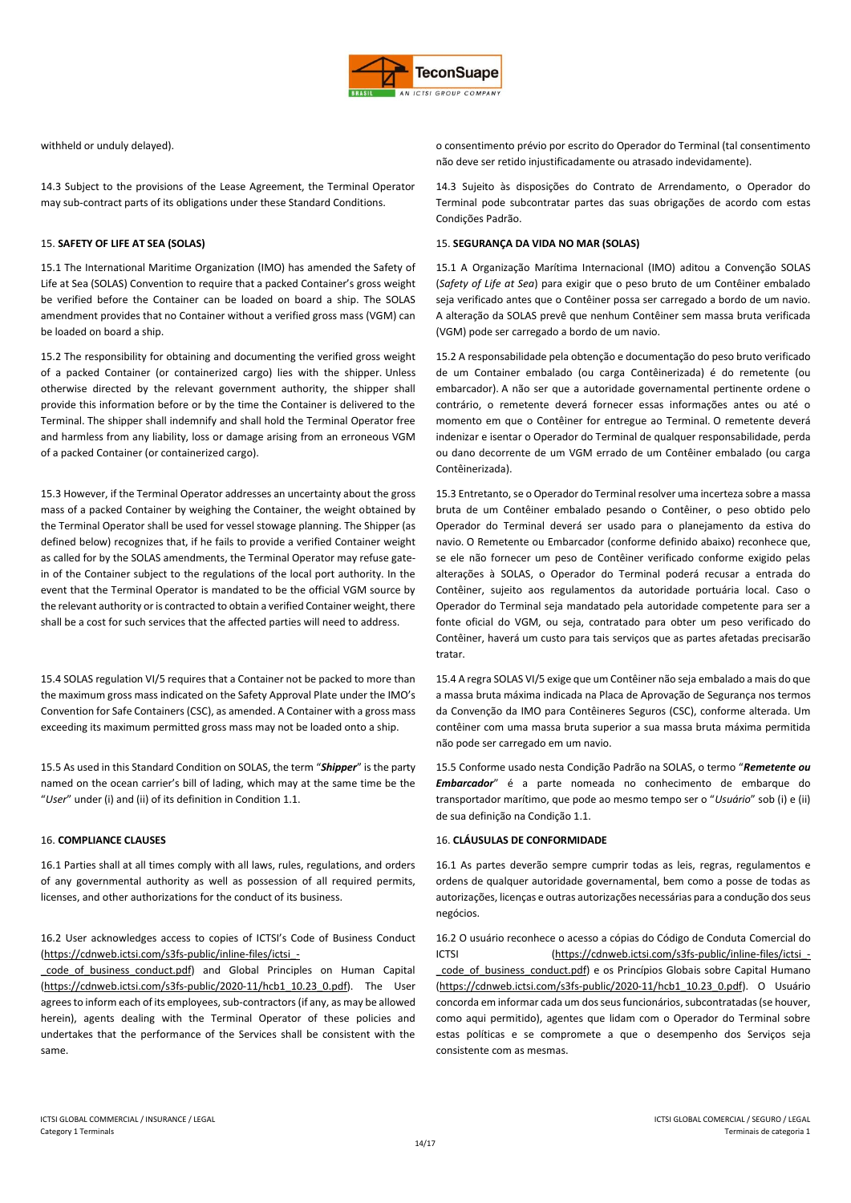withheld or unduly delayed).

14.3 Subject to the provisions of the Lease Agreement, the Terminal Operator may sub-contract parts of its obligations under these Standard Conditions.

15. **SAFETY OF LIFE AT SEA (SOLAS)**

15.1 The International Maritime Organization (IMO) has amended the Safety of Life at Sea (SOLAS) Convention to require that a packed Container's gross weight be verified before the Container can be loaded on board a ship. The SOLAS amendment provides that no Container without a verified gross mass (VGM) can be loaded on board a ship.

15.2 The responsibility for obtaining and documenting the verified gross weight of a packed Container (or containerized cargo) lies with the shipper. Unless otherwise directed by the relevant government authority, the shipper shall provide this information before or by the time the Container is delivered to the Terminal. The shipper shall indemnify and shall hold the Terminal Operator free and harmless from any liability, loss or damage arising from an erroneous VGM of a packed Container (or containerized cargo).

15.3 However, if the Terminal Operator addresses an uncertainty about the gross mass of a packed Container by weighing the Container, the weight obtained by the Terminal Operator shall be used for vessel stowage planning. The Shipper (as defined below) recognizes that, if he fails to provide a verified Container weight as called for by the SOLAS amendments, the Terminal Operator may refuse gate-in of the Container subject to the regulations of the local port authority. In the event that the Terminal Operator is mandated to be the official VGM source by the relevant authority or is contracted to obtain a verified Container weight, there shall be a cost for such services that the affected parties will need to address.

15.4 SOLAS regulation VI/5 requires that a Container not be packed to more than the maximum gross mass indicated on the Safety Approval Plate under the IMO's Convention for Safe Containers (CSC), as amended. A Container with a gross mass exceeding its maximum permitted gross mass may not be loaded onto a ship.

15.5 As used in this Standard Condition on SOLAS, the term "***Shipper***" is the party named on the ocean carrier's bill of lading, which may at the same time be the "*User*" under (i) and (ii) of its definition in Condition 1.1.

16. **COMPLIANCE CLAUSES**

16.1 Parties shall at all times comply with all laws, rules, regulations, and orders of any governmental authority as well as possession of all required permits, licenses, and other authorizations for the conduct of its business.

16.2 User acknowledges access to copies of ICTSI's Code of Business Conduct (https://cdnweb.ictsi.com/s3fs-public/inline-files/ictsi_-_code_of_business_conduct.pdf) and Global Principles on Human Capital (https://cdnweb.ictsi.com/s3fs-public/2020-11/hcb1_10.23_0.pdf). The User agrees to inform each of its employees, sub-contractors (if any, as may be allowed herein), agents dealing with the Terminal Operator of these policies and undertakes that the performance of the Services shall be consistent with the same.

o consentimento prévio por escrito do Operador do Terminal (tal consentimento não deve ser retido injustificadamente ou atrasado indevidamente).

14.3 Sujeito às disposições do Contrato de Arrendamento, o Operador do Terminal pode subcontratar partes das suas obrigações de acordo com estas Condições Padrão.

15. **SEGURANÇA DA VIDA NO MAR (SOLAS)**

15.1 A Organização Marítima Internacional (IMO) aditou a Convenção SOLAS (*Safety of Life at Sea*) para exigir que o peso bruto de um Contêiner embalado seja verificado antes que o Contêiner possa ser carregado a bordo de um navio. A alteração da SOLAS prevê que nenhum Contêiner sem massa bruta verificada (VGM) pode ser carregado a bordo de um navio.

15.2 A responsabilidade pela obtenção e documentação do peso bruto verificado de um Container embalado (ou carga Contêinerizada) é do remetente (ou embarcador). A não ser que a autoridade governamental pertinente ordene o contrário, o remetente deverá fornecer essas informações antes ou até o momento em que o Contêiner for entregue ao Terminal. O remetente deverá indenizar e isentar o Operador do Terminal de qualquer responsabilidade, perda ou dano decorrente de um VGM errado de um Contêiner embalado (ou carga Contêinerizada).

15.3 Entretanto, se o Operador do Terminal resolver uma incerteza sobre a massa bruta de um Contêiner embalado pesando o Contêiner, o peso obtido pelo Operador do Terminal deverá ser usado para o planejamento da estiva do navio. O Remetente ou Embarcador (conforme definido abaixo) reconhece que, se ele não fornecer um peso de Contêiner verificado conforme exigido pelas alterações à SOLAS, o Operador do Terminal poderá recusar a entrada do Contêiner, sujeito aos regulamentos da autoridade portuária local. Caso o Operador do Terminal seja mandatado pela autoridade competente para ser a fonte oficial do VGM, ou seja, contratado para obter um peso verificado do Contêiner, haverá um custo para tais serviços que as partes afetadas precisarão tratar.

15.4 A regra SOLAS VI/5 exige que um Contêiner não seja embalado a mais do que a massa bruta máxima indicada na Placa de Aprovação de Segurança nos termos da Convenção da IMO para Contêineres Seguros (CSC), conforme alterada. Um contêiner com uma massa bruta superior a sua massa bruta máxima permitida não pode ser carregado em um navio.

15.5 Conforme usado nesta Condição Padrão na SOLAS, o termo "***Remetente ou Embarcador***" é a parte nomeada no conhecimento de embarque do transportador marítimo, que pode ao mesmo tempo ser o "*Usuário*" sob (i) e (ii) de sua definição na Condição 1.1.

16. **CLÁUSULAS DE CONFORMIDADE**

16.1 As partes deverão sempre cumprir todas as leis, regras, regulamentos e ordens de qualquer autoridade governamental, bem como a posse de todas as autorizações, licenças e outras autorizações necessárias para a condução dos seus negócios.

16.2 O usuário reconhece o acesso a cópias do Código de Conduta Comercial do ICTSI (https://cdnweb.ictsi.com/s3fs-public/inline-files/ictsi_-_code_of_business_conduct.pdf) e os Princípios Globais sobre Capital Humano (https://cdnweb.ictsi.com/s3fs-public/2020-11/hcb1_10.23_0.pdf). O Usuário concorda em informar cada um dos seus funcionários, subcontratadas (se houver, como aqui permitido), agentes que lidam com o Operador do Terminal sobre estas políticas e se compromete a que o desempenho dos Serviços seja consistente com as mesmas.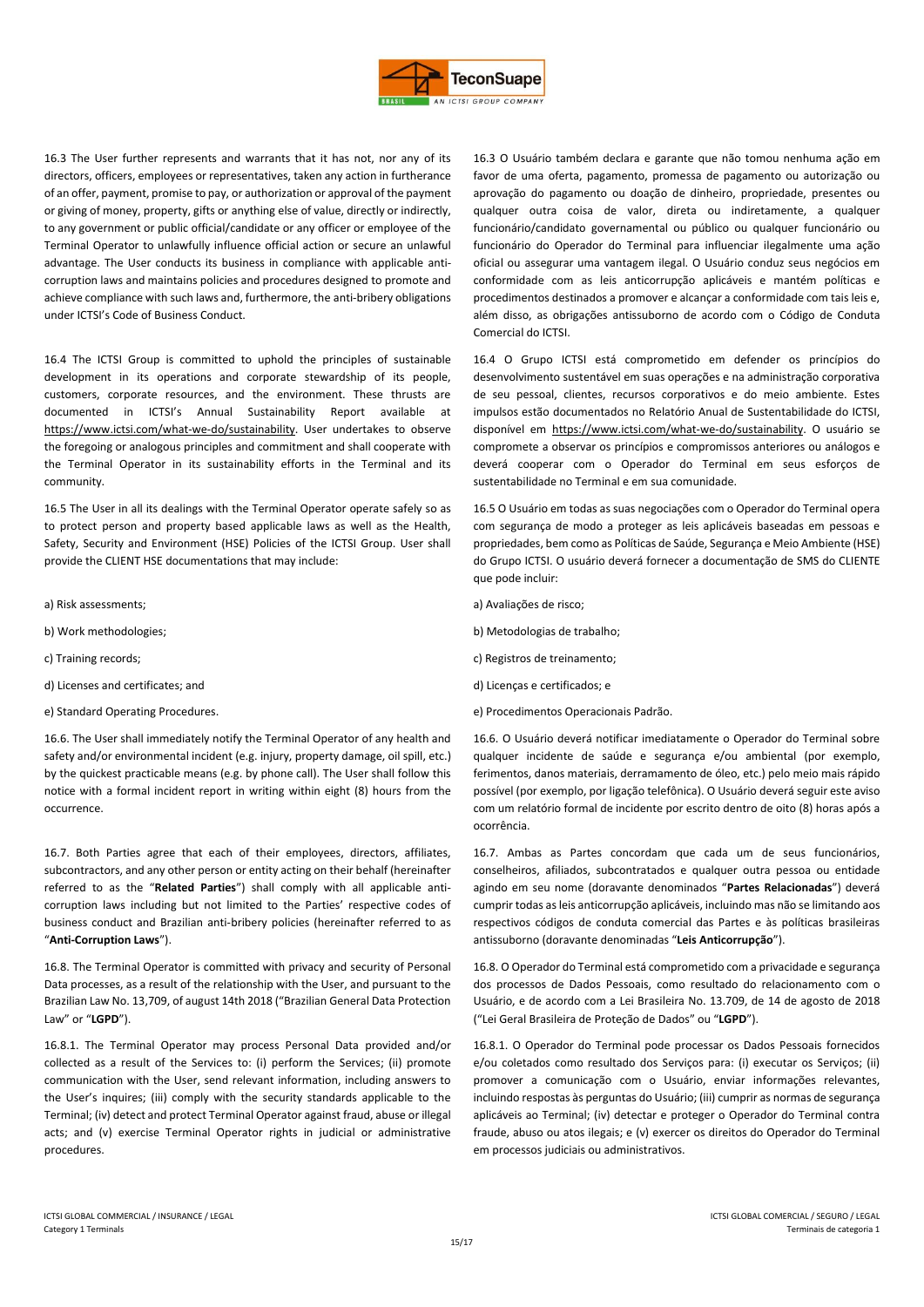16.3 The User further represents and warrants that it has not, nor any of its directors, officers, employees or representatives, taken any action in furtherance of an offer, payment, promise to pay, or authorization or approval of the payment or giving of money, property, gifts or anything else of value, directly or indirectly, to any government or public official/candidate or any officer or employee of the Terminal Operator to unlawfully influence official action or secure an unlawful advantage. The User conducts its business in compliance with applicable anti-corruption laws and maintains policies and procedures designed to promote and achieve compliance with such laws and, furthermore, the anti-bribery obligations under ICTSI's Code of Business Conduct.

16.4 The ICTSI Group is committed to uphold the principles of sustainable development in its operations and corporate stewardship of its people, customers, corporate resources, and the environment. These thrusts are documented in ICTSI's Annual Sustainability Report available at https://www.ictsi.com/what-we-do/sustainability. User undertakes to observe the foregoing or analogous principles and commitment and shall cooperate with the Terminal Operator in its sustainability efforts in the Terminal and its community.

16.5 The User in all its dealings with the Terminal Operator operate safely so as to protect person and property based applicable laws as well as the Health, Safety, Security and Environment (HSE) Policies of the ICTSI Group. User shall provide the CLIENT HSE documentations that may include:

a) Risk assessments;

b) Work methodologies;

c) Training records;

d) Licenses and certificates; and

e) Standard Operating Procedures.

16.6. The User shall immediately notify the Terminal Operator of any health and safety and/or environmental incident (e.g. injury, property damage, oil spill, etc.) by the quickest practicable means (e.g. by phone call). The User shall follow this notice with a formal incident report in writing within eight (8) hours from the occurrence.

16.7. Both Parties agree that each of their employees, directors, affiliates, subcontractors, and any other person or entity acting on their behalf (hereinafter referred to as the "**Related Parties**") shall comply with all applicable anti-corruption laws including but not limited to the Parties' respective codes of business conduct and Brazilian anti-bribery policies (hereinafter referred to as "**Anti-Corruption Laws**").

16.8. The Terminal Operator is committed with privacy and security of Personal Data processes, as a result of the relationship with the User, and pursuant to the Brazilian Law No. 13,709, of august 14th 2018 ("Brazilian General Data Protection Law" or "**LGPD**").

16.8.1. The Terminal Operator may process Personal Data provided and/or collected as a result of the Services to: (i) perform the Services; (ii) promote communication with the User, send relevant information, including answers to the User's inquires; (iii) comply with the security standards applicable to the Terminal; (iv) detect and protect Terminal Operator against fraud, abuse or illegal acts; and (v) exercise Terminal Operator rights in judicial or administrative procedures.

16.3 O Usuário também declara e garante que não tomou nenhuma ação em favor de uma oferta, pagamento, promessa de pagamento ou autorização ou aprovação do pagamento ou doação de dinheiro, propriedade, presentes ou qualquer outra coisa de valor, direta ou indiretamente, a qualquer funcionário/candidato governamental ou público ou qualquer funcionário ou funcionário do Operador do Terminal para influenciar ilegalmente uma ação oficial ou assegurar uma vantagem ilegal. O Usuário conduz seus negócios em conformidade com as leis anticorrupção aplicáveis e mantém políticas e procedimentos destinados a promover e alcançar a conformidade com tais leis e, além disso, as obrigações antissuborno de acordo com o Código de Conduta Comercial do ICTSI.

16.4 O Grupo ICTSI está comprometido em defender os princípios do desenvolvimento sustentável em suas operações e na administração corporativa de seu pessoal, clientes, recursos corporativos e do meio ambiente. Estes impulsos estão documentados no Relatório Anual de Sustentabilidade do ICTSI, disponível em https://www.ictsi.com/what-we-do/sustainability. O usuário se compromete a observar os princípios e compromissos anteriores ou análogos e deverá cooperar com o Operador do Terminal em seus esforços de sustentabilidade no Terminal e em sua comunidade.

16.5 O Usuário em todas as suas negociações com o Operador do Terminal opera com segurança de modo a proteger as leis aplicáveis baseadas em pessoas e propriedades, bem como as Políticas de Saúde, Segurança e Meio Ambiente (HSE) do Grupo ICTSI. O usuário deverá fornecer a documentação de SMS do CLIENTE que pode incluir:

a) Avaliações de risco;

b) Metodologias de trabalho;

c) Registros de treinamento;

d) Licenças e certificados; e

e) Procedimentos Operacionais Padrão.

16.6. O Usuário deverá notificar imediatamente o Operador do Terminal sobre qualquer incidente de saúde e segurança e/ou ambiental (por exemplo, ferimentos, danos materiais, derramamento de óleo, etc.) pelo meio mais rápido possível (por exemplo, por ligação telefônica). O Usuário deverá seguir este aviso com um relatório formal de incidente por escrito dentro de oito (8) horas após a ocorrência.

16.7. Ambas as Partes concordam que cada um de seus funcionários, conselheiros, afiliados, subcontratados e qualquer outra pessoa ou entidade agindo em seu nome (doravante denominados "**Partes Relacionadas**") deverá cumprir todas as leis anticorrupção aplicáveis, incluindo mas não se limitando aos respectivos códigos de conduta comercial das Partes e às políticas brasileiras antissuborno (doravante denominadas "**Leis Anticorrupção**").

16.8. O Operador do Terminal está comprometido com a privacidade e segurança dos processos de Dados Pessoais, como resultado do relacionamento com o Usuário, e de acordo com a Lei Brasileira No. 13.709, de 14 de agosto de 2018 ("Lei Geral Brasileira de Proteção de Dados" ou "**LGPD**").

16.8.1. O Operador do Terminal pode processar os Dados Pessoais fornecidos e/ou coletados como resultado dos Serviços para: (i) executar os Serviços; (ii) promover a comunicação com o Usuário, enviar informações relevantes, incluindo respostas às perguntas do Usuário; (iii) cumprir as normas de segurança aplicáveis ao Terminal; (iv) detectar e proteger o Operador do Terminal contra fraude, abuso ou atos ilegais; e (v) exercer os direitos do Operador do Terminal em processos judiciais ou administrativos.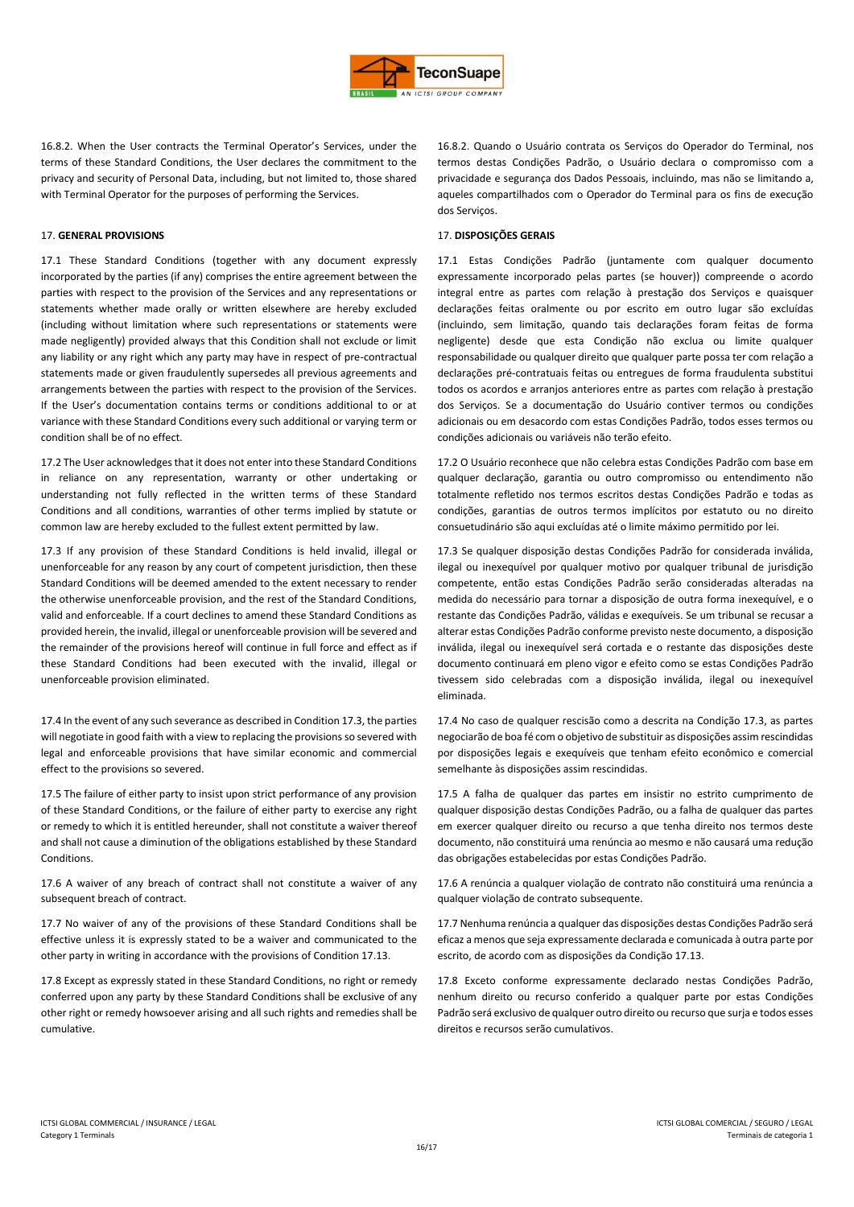16.8.2. When the User contracts the Terminal Operator's Services, under the terms of these Standard Conditions, the User declares the commitment to the privacy and security of Personal Data, including, but not limited to, those shared with Terminal Operator for the purposes of performing the Services.

## 17. GENERAL PROVISIONS

17.1 These Standard Conditions (together with any document expressly incorporated by the parties (if any) comprises the entire agreement between the parties with respect to the provision of the Services and any representations or statements whether made orally or written elsewhere are hereby excluded (including without limitation where such representations or statements were made negligently) provided always that this Condition shall not exclude or limit any liability or any right which any party may have in respect of pre-contractual statements made or given fraudulently supersedes all previous agreements and arrangements between the parties with respect to the provision of the Services. If the User's documentation contains terms or conditions additional to or at variance with these Standard Conditions every such additional or varying term or condition shall be of no effect.

17.2 The User acknowledges that it does not enter into these Standard Conditions in reliance on any representation, warranty or other undertaking or understanding not fully reflected in the written terms of these Standard Conditions and all conditions, warranties of other terms implied by statute or common law are hereby excluded to the fullest extent permitted by law.

17.3 If any provision of these Standard Conditions is held invalid, illegal or unenforceable for any reason by any court of competent jurisdiction, then these Standard Conditions will be deemed amended to the extent necessary to render the otherwise unenforceable provision, and the rest of the Standard Conditions, valid and enforceable. If a court declines to amend these Standard Conditions as provided herein, the invalid, illegal or unenforceable provision will be severed and the remainder of the provisions hereof will continue in full force and effect as if these Standard Conditions had been executed with the invalid, illegal or unenforceable provision eliminated.

17.4 In the event of any such severance as described in Condition 17.3, the parties will negotiate in good faith with a view to replacing the provisions so severed with legal and enforceable provisions that have similar economic and commercial effect to the provisions so severed.

17.5 The failure of either party to insist upon strict performance of any provision of these Standard Conditions, or the failure of either party to exercise any right or remedy to which it is entitled hereunder, shall not constitute a waiver thereof and shall not cause a diminution of the obligations established by these Standard Conditions.

17.6 A waiver of any breach of contract shall not constitute a waiver of any subsequent breach of contract.

17.7 No waiver of any of the provisions of these Standard Conditions shall be effective unless it is expressly stated to be a waiver and communicated to the other party in writing in accordance with the provisions of Condition 17.13.

17.8 Except as expressly stated in these Standard Conditions, no right or remedy conferred upon any party by these Standard Conditions shall be exclusive of any other right or remedy howsoever arising and all such rights and remedies shall be cumulative.

16.8.2. Quando o Usuário contrata os Serviços do Operador do Terminal, nos termos destas Condições Padrão, o Usuário declara o compromisso com a privacidade e segurança dos Dados Pessoais, incluindo, mas não se limitando a, aqueles compartilhados com o Operador do Terminal para os fins de execução dos Serviços.

## 17. DISPOSIÇÕES GERAIS

17.1 Estas Condições Padrão (juntamente com qualquer documento expressamente incorporado pelas partes (se houver)) compreende o acordo integral entre as partes com relação à prestação dos Serviços e quaisquer declarações feitas oralmente ou por escrito em outro lugar são excluídas (incluindo, sem limitação, quando tais declarações foram feitas de forma negligente) desde que esta Condição não exclua ou limite qualquer responsabilidade ou qualquer direito que qualquer parte possa ter com relação a declarações pré-contratuais feitas ou entregues de forma fraudulenta substitui todos os acordos e arranjos anteriores entre as partes com relação à prestação dos Serviços. Se a documentação do Usuário contiver termos ou condições adicionais ou em desacordo com estas Condições Padrão, todos esses termos ou condições adicionais ou variáveis não terão efeito.

17.2 O Usuário reconhece que não celebra estas Condições Padrão com base em qualquer declaração, garantia ou outro compromisso ou entendimento não totalmente refletido nos termos escritos destas Condições Padrão e todas as condições, garantias de outros termos implícitos por estatuto ou no direito consuetudinário são aqui excluídas até o limite máximo permitido por lei.

17.3 Se qualquer disposição destas Condições Padrão for considerada inválida, ilegal ou inexequível por qualquer motivo por qualquer tribunal de jurisdição competente, então estas Condições Padrão serão consideradas alteradas na medida do necessário para tornar a disposição de outra forma inexequível, e o restante das Condições Padrão, válidas e exequíveis. Se um tribunal se recusar a alterar estas Condições Padrão conforme previsto neste documento, a disposição inválida, ilegal ou inexequível será cortada e o restante das disposições deste documento continuará em pleno vigor e efeito como se estas Condições Padrão tivessem sido celebradas com a disposição inválida, ilegal ou inexequível eliminada.

17.4 No caso de qualquer rescisão como a descrita na Condição 17.3, as partes negociarão de boa fé com o objetivo de substituir as disposições assim rescindidas por disposições legais e exequíveis que tenham efeito econômico e comercial semelhante às disposições assim rescindidas.

17.5 A falha de qualquer das partes em insistir no estrito cumprimento de qualquer disposição destas Condições Padrão, ou a falha de qualquer das partes em exercer qualquer direito ou recurso a que tenha direito nos termos deste documento, não constituirá uma renúncia ao mesmo e não causará uma redução das obrigações estabelecidas por estas Condições Padrão.

17.6 A renúncia a qualquer violação de contrato não constituirá uma renúncia a qualquer violação de contrato subsequente.

17.7 Nenhuma renúncia a qualquer das disposições destas Condições Padrão será eficaz a menos que seja expressamente declarada e comunicada à outra parte por escrito, de acordo com as disposições da Condição 17.13.

17.8 Exceto conforme expressamente declarado nestas Condições Padrão, nenhum direito ou recurso conferido a qualquer parte por estas Condições Padrão será exclusivo de qualquer outro direito ou recurso que surja e todos esses direitos e recursos serão cumulativos.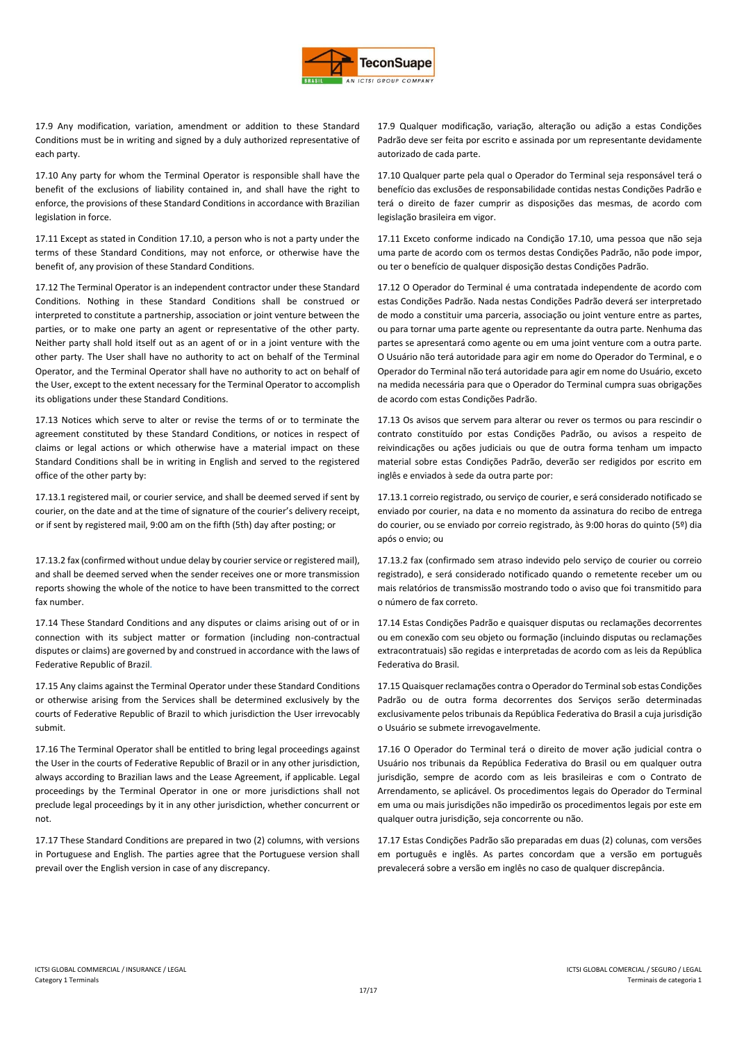17.9 Any modification, variation, amendment or addition to these Standard Conditions must be in writing and signed by a duly authorized representative of each party.

17.10 Any party for whom the Terminal Operator is responsible shall have the benefit of the exclusions of liability contained in, and shall have the right to enforce, the provisions of these Standard Conditions in accordance with Brazilian legislation in force.

17.11 Except as stated in Condition 17.10, a person who is not a party under the terms of these Standard Conditions, may not enforce, or otherwise have the benefit of, any provision of these Standard Conditions.

17.12 The Terminal Operator is an independent contractor under these Standard Conditions. Nothing in these Standard Conditions shall be construed or interpreted to constitute a partnership, association or joint venture between the parties, or to make one party an agent or representative of the other party. Neither party shall hold itself out as an agent of or in a joint venture with the other party. The User shall have no authority to act on behalf of the Terminal Operator, and the Terminal Operator shall have no authority to act on behalf of the User, except to the extent necessary for the Terminal Operator to accomplish its obligations under these Standard Conditions.

17.13 Notices which serve to alter or revise the terms of or to terminate the agreement constituted by these Standard Conditions, or notices in respect of claims or legal actions or which otherwise have a material impact on these Standard Conditions shall be in writing in English and served to the registered office of the other party by:

17.13.1 registered mail, or courier service, and shall be deemed served if sent by courier, on the date and at the time of signature of the courier's delivery receipt, or if sent by registered mail, 9:00 am on the fifth (5th) day after posting; or

17.13.2 fax (confirmed without undue delay by courier service or registered mail), and shall be deemed served when the sender receives one or more transmission reports showing the whole of the notice to have been transmitted to the correct fax number.

17.14 These Standard Conditions and any disputes or claims arising out of or in connection with its subject matter or formation (including non-contractual disputes or claims) are governed by and construed in accordance with the laws of Federative Republic of Brazil.

17.15 Any claims against the Terminal Operator under these Standard Conditions or otherwise arising from the Services shall be determined exclusively by the courts of Federative Republic of Brazil to which jurisdiction the User irrevocably submit.

17.16 The Terminal Operator shall be entitled to bring legal proceedings against the User in the courts of Federative Republic of Brazil or in any other jurisdiction, always according to Brazilian laws and the Lease Agreement, if applicable. Legal proceedings by the Terminal Operator in one or more jurisdictions shall not preclude legal proceedings by it in any other jurisdiction, whether concurrent or not.

17.17 These Standard Conditions are prepared in two (2) columns, with versions in Portuguese and English. The parties agree that the Portuguese version shall prevail over the English version in case of any discrepancy.

17.9 Qualquer modificação, variação, alteração ou adição a estas Condições Padrão deve ser feita por escrito e assinada por um representante devidamente autorizado de cada parte.

17.10 Qualquer parte pela qual o Operador do Terminal seja responsável terá o benefício das exclusões de responsabilidade contidas nestas Condições Padrão e terá o direito de fazer cumprir as disposições das mesmas, de acordo com legislação brasileira em vigor.

17.11 Exceto conforme indicado na Condição 17.10, uma pessoa que não seja uma parte de acordo com os termos destas Condições Padrão, não pode impor, ou ter o benefício de qualquer disposição destas Condições Padrão.

17.12 O Operador do Terminal é uma contratada independente de acordo com estas Condições Padrão. Nada nestas Condições Padrão deverá ser interpretado de modo a constituir uma parceria, associação ou joint venture entre as partes, ou para tornar uma parte agente ou representante da outra parte. Nenhuma das partes se apresentará como agente ou em uma joint venture com a outra parte. O Usuário não terá autoridade para agir em nome do Operador do Terminal, e o Operador do Terminal não terá autoridade para agir em nome do Usuário, exceto na medida necessária para que o Operador do Terminal cumpra suas obrigações de acordo com estas Condições Padrão.

17.13 Os avisos que servem para alterar ou rever os termos ou para rescindir o contrato constituído por estas Condições Padrão, ou avisos a respeito de reivindicações ou ações judiciais ou que de outra forma tenham um impacto material sobre estas Condições Padrão, deverão ser redigidos por escrito em inglês e enviados à sede da outra parte por:

17.13.1 correio registrado, ou serviço de courier, e será considerado notificado se enviado por courier, na data e no momento da assinatura do recibo de entrega do courier, ou se enviado por correio registrado, às 9:00 horas do quinto (5º) dia após o envio; ou

17.13.2 fax (confirmado sem atraso indevido pelo serviço de courier ou correio registrado), e será considerado notificado quando o remetente receber um ou mais relatórios de transmissão mostrando todo o aviso que foi transmitido para o número de fax correto.

17.14 Estas Condições Padrão e quaisquer disputas ou reclamações decorrentes ou em conexão com seu objeto ou formação (incluindo disputas ou reclamações extracontratuais) são regidas e interpretadas de acordo com as leis da República Federativa do Brasil.

17.15 Quaisquer reclamações contra o Operador do Terminal sob estas Condições Padrão ou de outra forma decorrentes dos Serviços serão determinadas exclusivamente pelos tribunais da República Federativa do Brasil a cuja jurisdição o Usuário se submete irrevogavelmente.

17.16 O Operador do Terminal terá o direito de mover ação judicial contra o Usuário nos tribunais da República Federativa do Brasil ou em qualquer outra jurisdição, sempre de acordo com as leis brasileiras e com o Contrato de Arrendamento, se aplicável. Os procedimentos legais do Operador do Terminal em uma ou mais jurisdições não impedirão os procedimentos legais por este em qualquer outra jurisdição, seja concorrente ou não.

17.17 Estas Condições Padrão são preparadas em duas (2) colunas, com versões em português e inglês. As partes concordam que a versão em português prevalecerá sobre a versão em inglês no caso de qualquer discrepância.